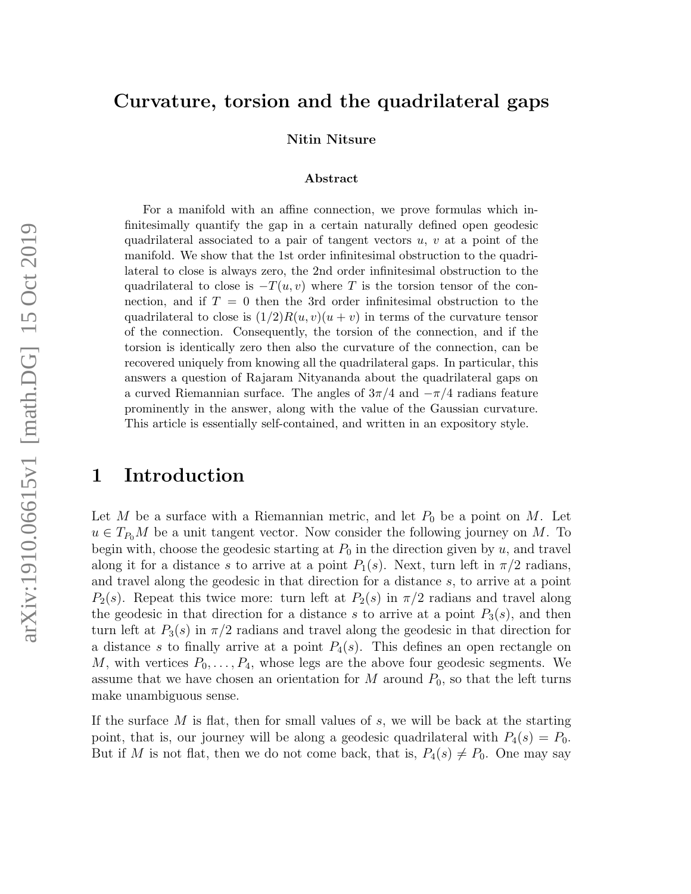# Curvature, torsion and the quadrilateral gaps

**Nitin Nitsure**

### Abstract

For a manifold with an affine connection, we prove formulas which infinitesimally quantify the gap in a certain naturally defined open geodesic quadrilateral associated to a pair of tangent vectors $u$, $v$ at a point of the manifold. We show that the 1st order infinitesimal obstruction to the quadrilateral to close is always zero, the 2nd order infinitesimal obstruction to the quadrilateral to close is $-T(u,v)$ where $T$ is the torsion tensor of the connection, and if $T = 0$ then the 3rd order infinitesimal obstruction to the quadrilateral to close is $(1/2)R(u,v)(u+v)$ in terms of the curvature tensor of the connection. Consequently, the torsion of the connection, and if the torsion is identically zero then also the curvature of the connection, can be recovered uniquely from knowing all the quadrilateral gaps. In particular, this answers a question of Rajaram Nityananda about the quadrilateral gaps on a curved Riemannian surface. The angles of $3\pi/4$ and $-\pi/4$ radians feature prominently in the answer, along with the value of the Gaussian curvature. This article is essentially self-contained, and written in an expository style.

# 1 Introduction

Let $M$ be a surface with a Riemannian metric, and let $P_0$ be a point on $M$. Let $u \in T_{P_0}M$ be a unit tangent vector. Now consider the following journey on $M$. To begin with, choose the geodesic starting at $P_0$ in the direction given by $u$, and travel along it for a distance $s$ to arrive at a point $P_1(s)$. Next, turn left in $\pi/2$ radians, and travel along the geodesic in that direction for a distance $s$, to arrive at a point $P_2(s)$. Repeat this twice more: turn left at $P_2(s)$ in $\pi/2$ radians and travel along the geodesic in that direction for a distance $s$ to arrive at a point $P_3(s)$, and then turn left at $P_3(s)$ in $\pi/2$ radians and travel along the geodesic in that direction for a distance $s$ to finally arrive at a point $P_4(s)$. This defines an open rectangle on $M$, with vertices $P_0, \ldots, P_4$, whose legs are the above four geodesic segments. We assume that we have chosen an orientation for $M$ around $P_0$, so that the left turns make unambiguous sense.

If the surface $M$ is flat, then for small values of $s$, we will be back at the starting point, that is, our journey will be along a geodesic quadrilateral with $P_4(s) = P_0$. But if $M$ is not flat, then we do not come back, that is, $P_4(s) \neq P_0$. One may say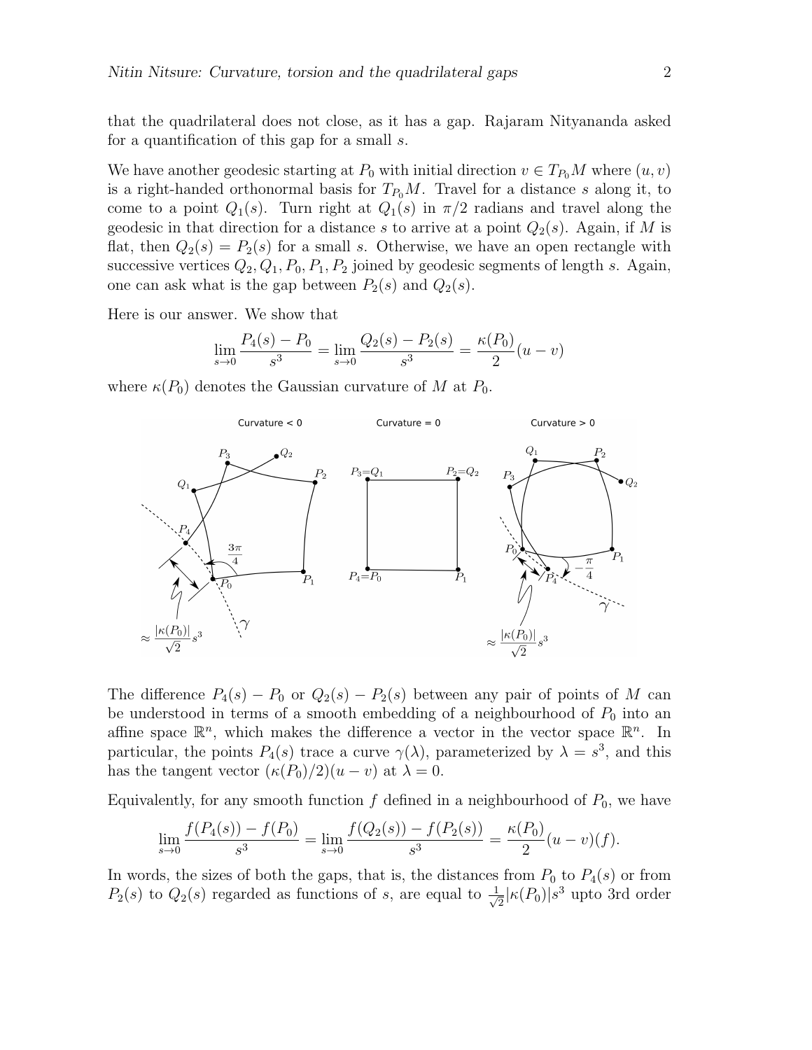that the quadrilateral does not close, as it has a gap. Rajaram Nityananda asked for a quantification of this gap for a small $s$.

We have another geodesic starting at $P_0$ with initial direction $v \in T_{P_0}M$ where $(u, v)$ is a right-handed orthonormal basis for $T_{P_0}M$. Travel for a distance $s$ along it, to come to a point $Q_1(s)$. Turn right at $Q_1(s)$ in $\pi/2$ radians and travel along the geodesic in that direction for a distance $s$ to arrive at a point $Q_2(s)$. Again, if $M$ is flat, then $Q_2(s) = P_2(s)$ for a small $s$. Otherwise, we have an open rectangle with successive vertices $Q_2, Q_1, P_0, P_1, P_2$ joined by geodesic segments of length $s$. Again, one can ask what is the gap between $P_2(s)$ and $Q_2(s)$.

Here is our answer. We show that

$$\lim_{s\to 0} \frac{P_4(s) - P_0}{s^3} = \lim_{s\to 0} \frac{Q_2(s) - P_2(s)}{s^3} = \frac{\kappa(P_0)}{2}(u - v)$$

where $\kappa(P_0)$ denotes the Gaussian curvature of $M$ at $P_0$.

The difference $P_4(s) - P_0$ or $Q_2(s) - P_2(s)$ between any pair of points of $M$ can be understood in terms of a smooth embedding of a neighbourhood of $P_0$ into an affine space $\mathbb{R}^n$, which makes the difference a vector in the vector space $\mathbb{R}^n$. In particular, the points $P_4(s)$ trace a curve $\gamma(\lambda)$, parameterized by $\lambda = s^3$, and this has the tangent vector $(\kappa(P_0)/2)(u - v)$ at $\lambda = 0$.

Equivalently, for any smooth function $f$ defined in a neighbourhood of $P_0$, we have

$$\lim_{s\to 0} \frac{f(P_4(s)) - f(P_0)}{s^3} = \lim_{s\to 0} \frac{f(Q_2(s)) - f(P_2(s))}{s^3} = \frac{\kappa(P_0)}{2}(u - v)(f).$$

In words, the sizes of both the gaps, that is, the distances from $P_0$ to $P_4(s)$ or from $P_2(s)$ to $Q_2(s)$ regarded as functions of $s$, are equal to $\frac{1}{\sqrt{2}}|\kappa(P_0)|s^3$ upto 3rd order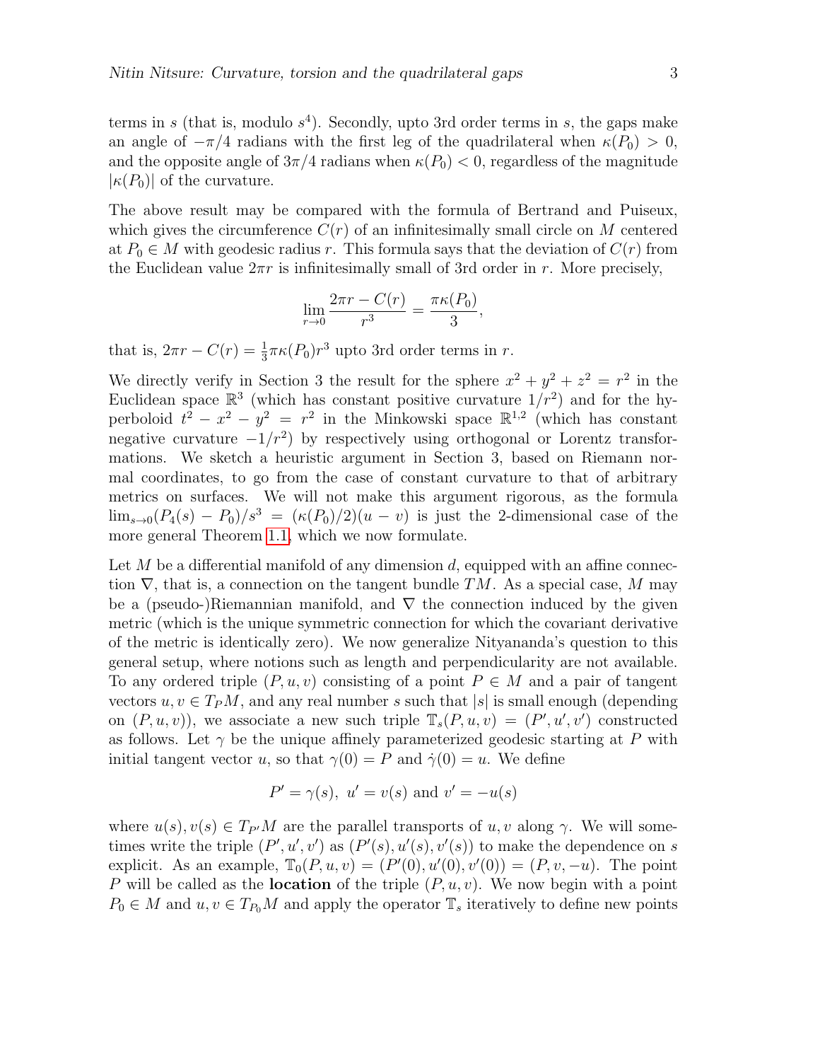terms in $s$ (that is, modulo $s^4$). Secondly, upto 3rd order terms in $s$, the gaps make an angle of $-\pi/4$ radians with the first leg of the quadrilateral when $\kappa(P_0) > 0$, and the opposite angle of $3\pi/4$ radians when $\kappa(P_0) < 0$, regardless of the magnitude $|\kappa(P_0)|$ of the curvature.

The above result may be compared with the formula of Bertrand and Puiseux, which gives the circumference $C(r)$ of an infinitesimally small circle on $M$ centered at $P_0 \in M$ with geodesic radius $r$. This formula says that the deviation of $C(r)$ from the Euclidean value $2\pi r$ is infinitesimally small of 3rd order in $r$. More precisely,

$$\lim_{r\to 0} \frac{2\pi r - C(r)}{r^3} = \frac{\pi \kappa(P_0)}{3},$$

that is, $2\pi r - C(r) = \frac{1}{3}\pi\kappa(P_0)r^3$ upto 3rd order terms in $r$.

We directly verify in Section 3 the result for the sphere $x^2 + y^2 + z^2 = r^2$ in the Euclidean space $\mathbb{R}^3$ (which has constant positive curvature $1/r^2$) and for the hyperboloid $t^2 - x^2 - y^2 = r^2$ in the Minkowski space $\mathbb{R}^{1,2}$ (which has constant negative curvature $-1/r^2$) by respectively using orthogonal or Lorentz transformations. We sketch a heuristic argument in Section 3, based on Riemann normal coordinates, to go from the case of constant curvature to that of arbitrary metrics on surfaces. We will not make this argument rigorous, as the formula $\lim_{s\to 0}(P_4(s) - P_0)/s^3 = (\kappa(P_0)/2)(u - v)$ is just the 2-dimensional case of the more general Theorem 1.1, which we now formulate.

Let $M$ be a differential manifold of any dimension $d$, equipped with an affine connection $\nabla$, that is, a connection on the tangent bundle $TM$. As a special case, $M$ may be a (pseudo-)Riemannian manifold, and $\nabla$ the connection induced by the given metric (which is the unique symmetric connection for which the covariant derivative of the metric is identically zero). We now generalize Nityananda's question to this general setup, where notions such as length and perpendicularity are not available. To any ordered triple $(P, u, v)$ consisting of a point $P \in M$ and a pair of tangent vectors $u, v \in T_P M$, and any real number $s$ such that $|s|$ is small enough (depending on $(P, u, v)$), we associate a new such triple $\mathbb{T}_s(P, u, v) = (P', u', v')$ constructed as follows. Let $\gamma$ be the unique affinely parameterized geodesic starting at $P$ with initial tangent vector $u$, so that $\gamma(0) = P$ and $\dot\gamma(0) = u$. We define

$$P' = \gamma(s),\ u' = v(s) \text{ and } v' = -u(s)$$

where $u(s), v(s) \in T_{P'}M$ are the parallel transports of $u, v$ along $\gamma$. We will sometimes write the triple $(P', u', v')$ as $(P'(s), u'(s), v'(s))$ to make the dependence on $s$ explicit. As an example, $\mathbb{T}_0(P, u, v) = (P'(0), u'(0), v'(0)) = (P, v, -u)$. The point $P$ will be called as the **location** of the triple $(P, u, v)$. We now begin with a point $P_0 \in M$ and $u, v \in T_{P_0}M$ and apply the operator $\mathbb{T}_s$ iteratively to define new points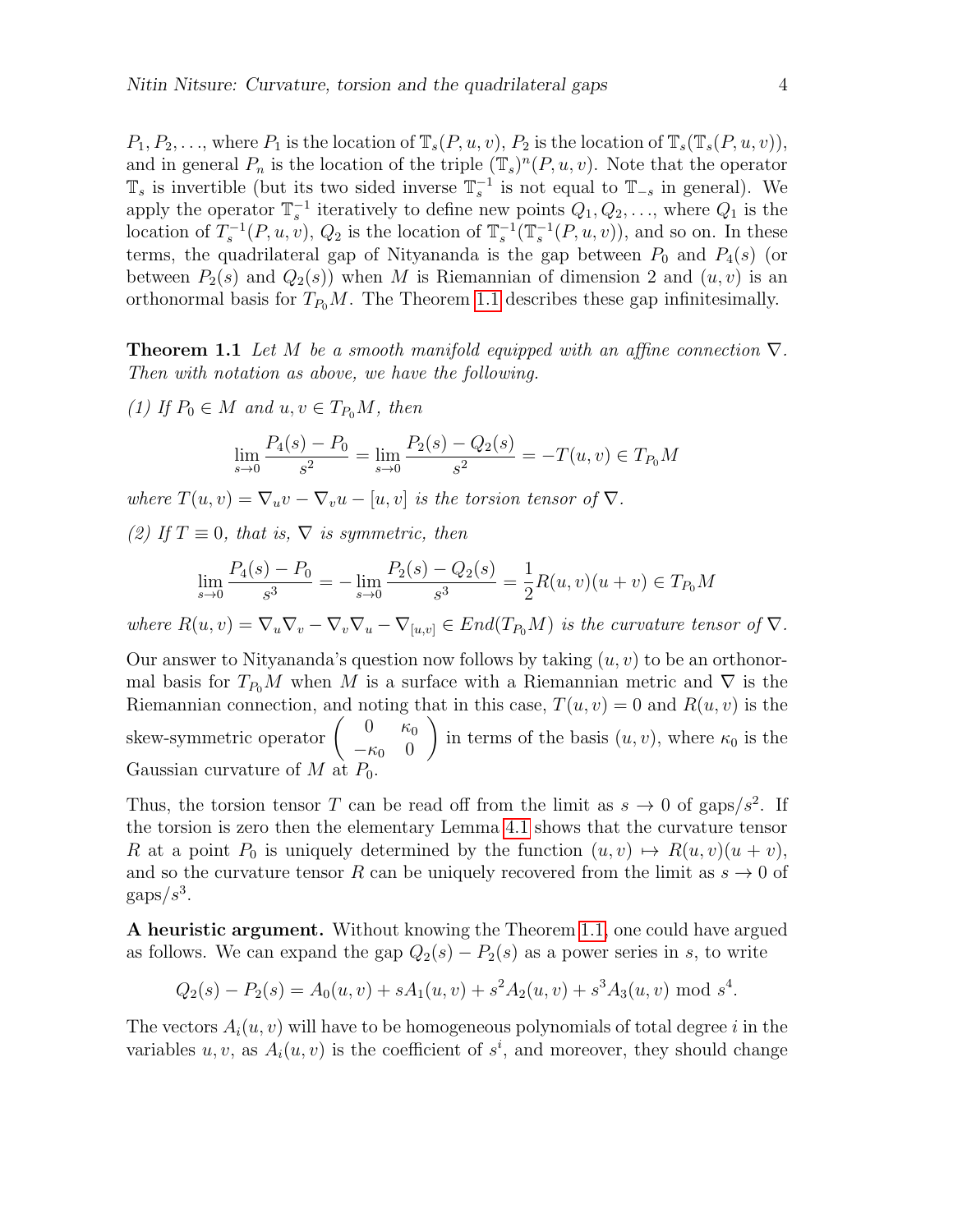$P_1, P_2, \ldots$, where $P_1$ is the location of $\mathbb{T}_s(P,u,v)$, $P_2$ is the location of $\mathbb{T}_s(\mathbb{T}_s(P,u,v))$, and in general $P_n$ is the location of the triple $(\mathbb{T}_s)^n(P,u,v)$. Note that the operator $\mathbb{T}_s$ is invertible (but its two sided inverse $\mathbb{T}_s^{-1}$ is not equal to $\mathbb{T}_{-s}$ in general). We apply the operator $\mathbb{T}_s^{-1}$ iteratively to define new points $Q_1, Q_2, \ldots$, where $Q_1$ is the location of $T_s^{-1}(P,u,v)$, $Q_2$ is the location of $\mathbb{T}_s^{-1}(\mathbb{T}_s^{-1}(P,u,v))$, and so on. In these terms, the quadrilateral gap of Nityananda is the gap between $P_0$ and $P_4(s)$ (or between $P_2(s)$ and $Q_2(s)$) when $M$ is Riemannian of dimension 2 and $(u,v)$ is an orthonormal basis for $T_{P_0}M$. The Theorem 1.1 describes these gap infinitesimally.

**Theorem 1.1** *Let $M$ be a smooth manifold equipped with an affine connection $\nabla$. Then with notation as above, we have the following.*

*(1) If $P_0 \in M$ and $u, v \in T_{P_0}M$, then*

$$\lim_{s\to 0} \frac{P_4(s) - P_0}{s^2} = \lim_{s\to 0} \frac{P_2(s) - Q_2(s)}{s^2} = -T(u,v) \in T_{P_0}M$$

*where $T(u,v) = \nabla_u v - \nabla_v u - [u,v]$ is the torsion tensor of $\nabla$.*

*(2) If $T \equiv 0$, that is, $\nabla$ is symmetric, then*

$$\lim_{s\to 0} \frac{P_4(s) - P_0}{s^3} = -\lim_{s\to 0} \frac{P_2(s) - Q_2(s)}{s^3} = \frac{1}{2} R(u,v)(u+v) \in T_{P_0}M$$

*where $R(u,v) = \nabla_u\nabla_v - \nabla_v\nabla_u - \nabla_{[u,v]} \in End(T_{P_0}M)$ is the curvature tensor of $\nabla$.*

Our answer to Nityananda's question now follows by taking $(u,v)$ to be an orthonormal basis for $T_{P_0}M$ when $M$ is a surface with a Riemannian metric and $\nabla$ is the Riemannian connection, and noting that in this case, $T(u,v) = 0$ and $R(u,v)$ is the skew-symmetric operator $\begin{pmatrix} 0 & \kappa_0 \\ -\kappa_0 & 0 \end{pmatrix}$ in terms of the basis $(u,v)$, where $\kappa_0$ is the Gaussian curvature of $M$ at $P_0$.

Thus, the torsion tensor $T$ can be read off from the limit as $s \to 0$ of gaps/$s^2$. If the torsion is zero then the elementary Lemma 4.1 shows that the curvature tensor $R$ at a point $P_0$ is uniquely determined by the function $(u,v) \mapsto R(u,v)(u+v)$, and so the curvature tensor $R$ can be uniquely recovered from the limit as $s \to 0$ of gaps/$s^3$.

**A heuristic argument.** Without knowing the Theorem 1.1, one could have argued as follows. We can expand the gap $Q_2(s) - P_2(s)$ as a power series in $s$, to write

$$Q_2(s) - P_2(s) = A_0(u,v) + sA_1(u,v) + s^2 A_2(u,v) + s^3 A_3(u,v) \bmod s^4.$$

The vectors $A_i(u,v)$ will have to be homogeneous polynomials of total degree $i$ in the variables $u, v$, as $A_i(u,v)$ is the coefficient of $s^i$, and moreover, they should change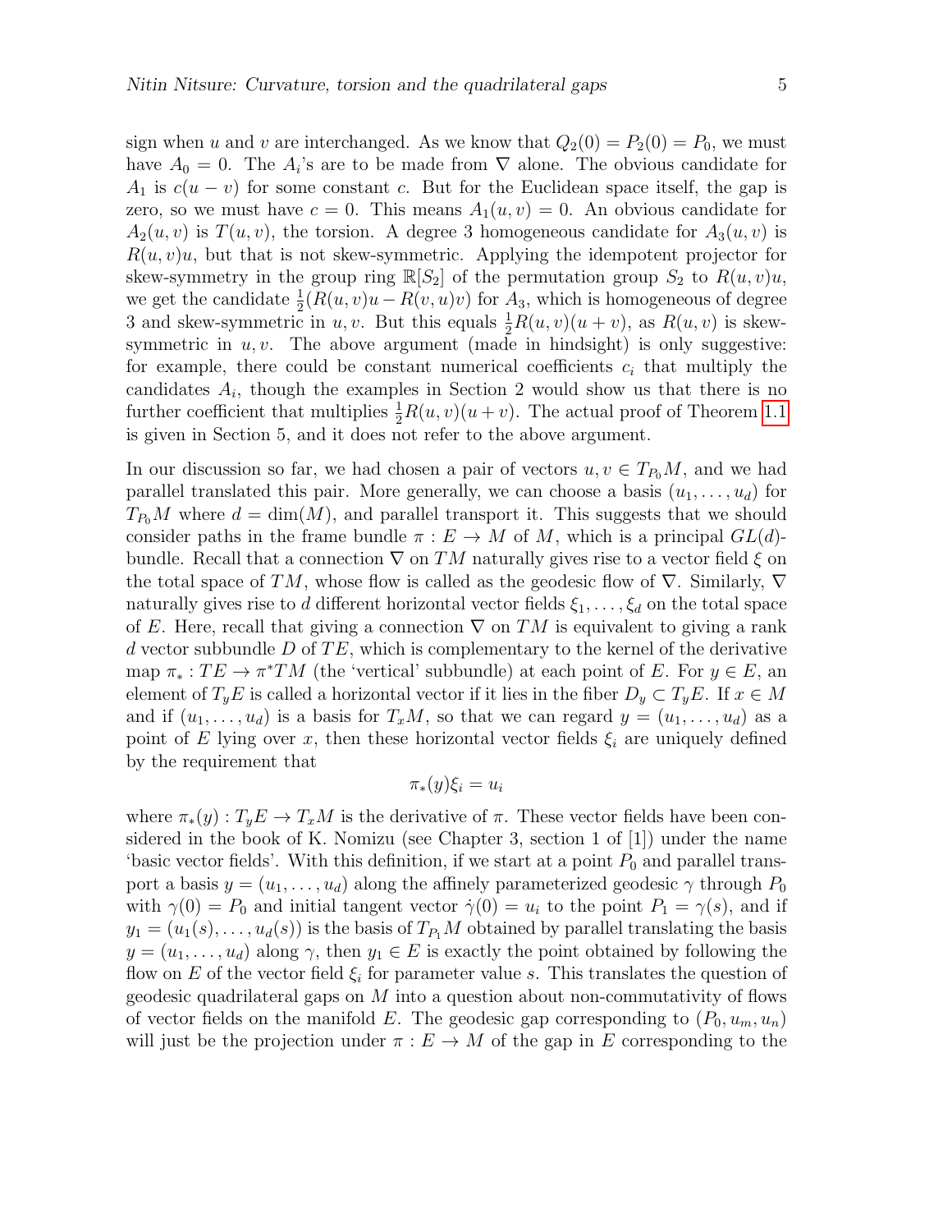sign when $u$ and $v$ are interchanged. As we know that $Q_2(0) = P_2(0) = P_0$, we must have $A_0 = 0$. The $A_i$'s are to be made from $\nabla$ alone. The obvious candidate for $A_1$ is $c(u - v)$ for some constant $c$. But for the Euclidean space itself, the gap is zero, so we must have $c = 0$. This means $A_1(u, v) = 0$. An obvious candidate for $A_2(u, v)$ is $T(u, v)$, the torsion. A degree 3 homogeneous candidate for $A_3(u, v)$ is $R(u, v)u$, but that is not skew-symmetric. Applying the idempotent projector for skew-symmetry in the group ring $\mathbb{R}[S_2]$ of the permutation group $S_2$ to $R(u, v)u$, we get the candidate $\frac{1}{2}(R(u, v)u - R(v, u)v)$ for $A_3$, which is homogeneous of degree 3 and skew-symmetric in $u, v$. But this equals $\frac{1}{2}R(u, v)(u + v)$, as $R(u, v)$ is skew-symmetric in $u, v$. The above argument (made in hindsight) is only suggestive: for example, there could be constant numerical coefficients $c_i$ that multiply the candidates $A_i$, though the examples in Section 2 would show us that there is no further coefficient that multiplies $\frac{1}{2}R(u, v)(u + v)$. The actual proof of Theorem 1.1 is given in Section 5, and it does not refer to the above argument.

In our discussion so far, we had chosen a pair of vectors $u, v \in T_{P_0}M$, and we had parallel translated this pair. More generally, we can choose a basis $(u_1, \ldots, u_d)$ for $T_{P_0}M$ where $d = \dim(M)$, and parallel transport it. This suggests that we should consider paths in the frame bundle $\pi : E \to M$ of $M$, which is a principal $GL(d)$-bundle. Recall that a connection $\nabla$ on $TM$ naturally gives rise to a vector field $\xi$ on the total space of $TM$, whose flow is called as the geodesic flow of $\nabla$. Similarly, $\nabla$ naturally gives rise to $d$ different horizontal vector fields $\xi_1, \ldots, \xi_d$ on the total space of $E$. Here, recall that giving a connection $\nabla$ on $TM$ is equivalent to giving a rank $d$ vector subbundle $D$ of $TE$, which is complementary to the kernel of the derivative map $\pi_* : TE \to \pi^*TM$ (the 'vertical' subbundle) at each point of $E$. For $y \in E$, an element of $T_yE$ is called a horizontal vector if it lies in the fiber $D_y \subset T_yE$. If $x \in M$ and if $(u_1, \ldots, u_d)$ is a basis for $T_xM$, so that we can regard $y = (u_1, \ldots, u_d)$ as a point of $E$ lying over $x$, then these horizontal vector fields $\xi_i$ are uniquely defined by the requirement that

$$\pi_*(y)\xi_i = u_i$$

where $\pi_*(y) : T_yE \to T_xM$ is the derivative of $\pi$. These vector fields have been considered in the book of K. Nomizu (see Chapter 3, section 1 of [1]) under the name 'basic vector fields'. With this definition, if we start at a point $P_0$ and parallel transport a basis $y = (u_1, \ldots, u_d)$ along the affinely parameterized geodesic $\gamma$ through $P_0$ with $\gamma(0) = P_0$ and initial tangent vector $\dot{\gamma}(0) = u_i$ to the point $P_1 = \gamma(s)$, and if $y_1 = (u_1(s), \ldots, u_d(s))$ is the basis of $T_{P_1}M$ obtained by parallel translating the basis $y = (u_1, \ldots, u_d)$ along $\gamma$, then $y_1 \in E$ is exactly the point obtained by following the flow on $E$ of the vector field $\xi_i$ for parameter value $s$. This translates the question of geodesic quadrilateral gaps on $M$ into a question about non-commutativity of flows of vector fields on the manifold $E$. The geodesic gap corresponding to $(P_0, u_m, u_n)$ will just be the projection under $\pi : E \to M$ of the gap in $E$ corresponding to the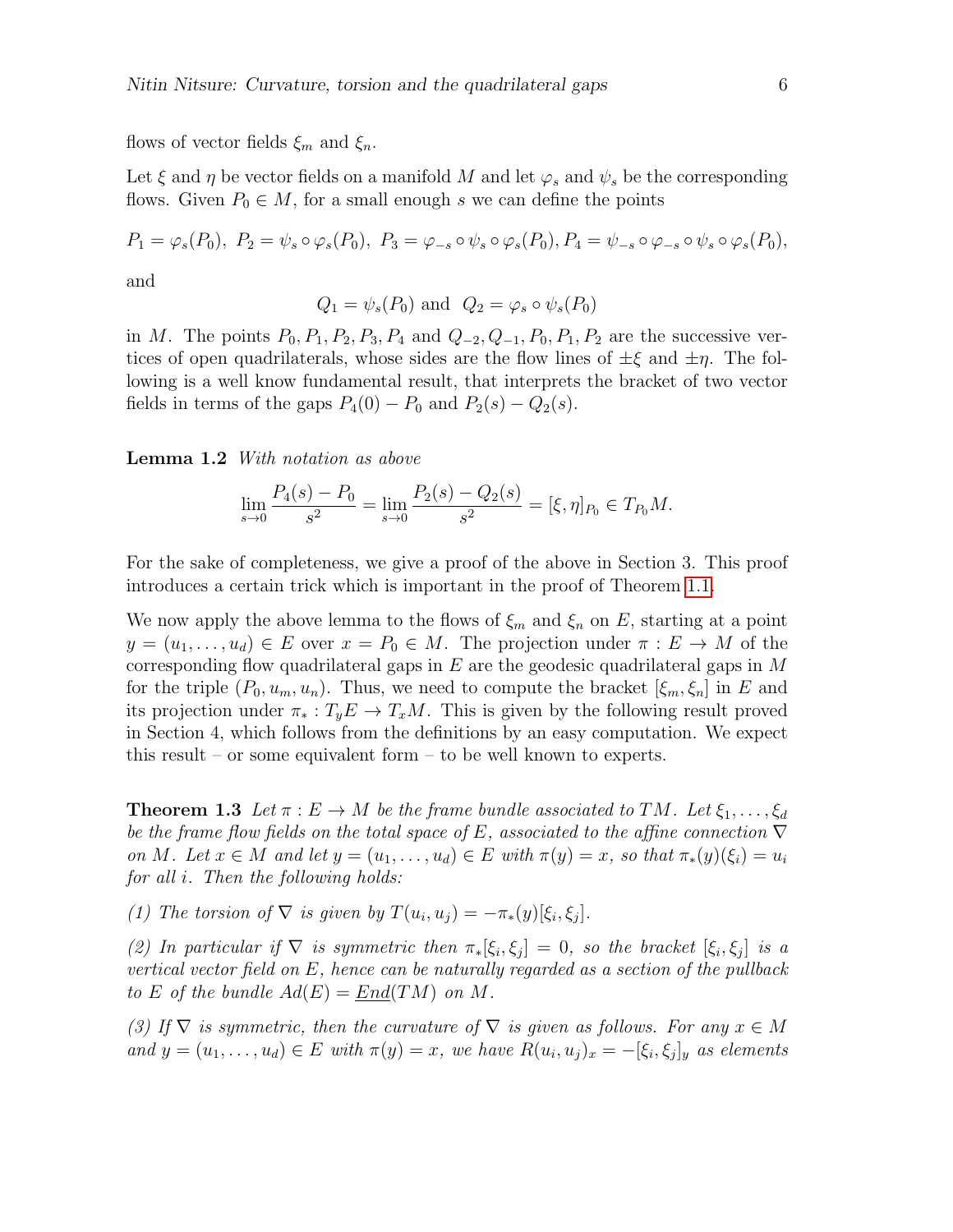flows of vector fields $\xi_m$ and $\xi_n$.

Let $\xi$ and $\eta$ be vector fields on a manifold $M$ and let $\varphi_s$ and $\psi_s$ be the corresponding flows. Given $P_0 \in M$, for a small enough $s$ we can define the points

$$P_1 = \varphi_s(P_0),\ P_2 = \psi_s \circ \varphi_s(P_0),\ P_3 = \varphi_{-s} \circ \psi_s \circ \varphi_s(P_0), P_4 = \psi_{-s} \circ \varphi_{-s} \circ \psi_s \circ \varphi_s(P_0),$$

and

$$Q_1 = \psi_s(P_0) \text{ and } Q_2 = \varphi_s \circ \psi_s(P_0)$$

in $M$. The points $P_0, P_1, P_2, P_3, P_4$ and $Q_{-2}, Q_{-1}, P_0, P_1, P_2$ are the successive vertices of open quadrilaterals, whose sides are the flow lines of $\pm\xi$ and $\pm\eta$. The following is a well know fundamental result, that interprets the bracket of two vector fields in terms of the gaps $P_4(0) - P_0$ and $P_2(s) - Q_2(s)$.

**Lemma 1.2** *With notation as above*

$$\lim_{s\to 0} \frac{P_4(s) - P_0}{s^2} = \lim_{s\to 0} \frac{P_2(s) - Q_2(s)}{s^2} = [\xi, \eta]_{P_0} \in T_{P_0}M.$$

For the sake of completeness, we give a proof of the above in Section 3. This proof introduces a certain trick which is important in the proof of Theorem 1.1.

We now apply the above lemma to the flows of $\xi_m$ and $\xi_n$ on $E$, starting at a point $y = (u_1, \ldots, u_d) \in E$ over $x = P_0 \in M$. The projection under $\pi : E \to M$ of the corresponding flow quadrilateral gaps in $E$ are the geodesic quadrilateral gaps in $M$ for the triple $(P_0, u_m, u_n)$. Thus, we need to compute the bracket $[\xi_m, \xi_n]$ in $E$ and its projection under $\pi_* : T_yE \to T_xM$. This is given by the following result proved in Section 4, which follows from the definitions by an easy computation. We expect this result – or some equivalent form – to be well known to experts.

**Theorem 1.3** *Let $\pi : E \to M$ be the frame bundle associated to $TM$. Let $\xi_1, \ldots, \xi_d$ be the frame flow fields on the total space of $E$, associated to the affine connection $\nabla$ on $M$. Let $x \in M$ and let $y = (u_1, \ldots, u_d) \in E$ with $\pi(y) = x$, so that $\pi_*(y)(\xi_i) = u_i$ for all $i$. Then the following holds:*

*(1) The torsion of $\nabla$ is given by $T(u_i, u_j) = -\pi_*(y)[\xi_i, \xi_j]$.*

*(2) In particular if $\nabla$ is symmetric then $\pi_*[\xi_i, \xi_j] = 0$, so the bracket $[\xi_i, \xi_j]$ is a vertical vector field on $E$, hence can be naturally regarded as a section of the pullback to $E$ of the bundle $Ad(E) = \underline{End}(TM)$ on $M$.*

*(3) If $\nabla$ is symmetric, then the curvature of $\nabla$ is given as follows. For any $x \in M$ and $y = (u_1, \ldots, u_d) \in E$ with $\pi(y) = x$, we have $R(u_i, u_j)_x = -[\xi_i, \xi_j]_y$ as elements*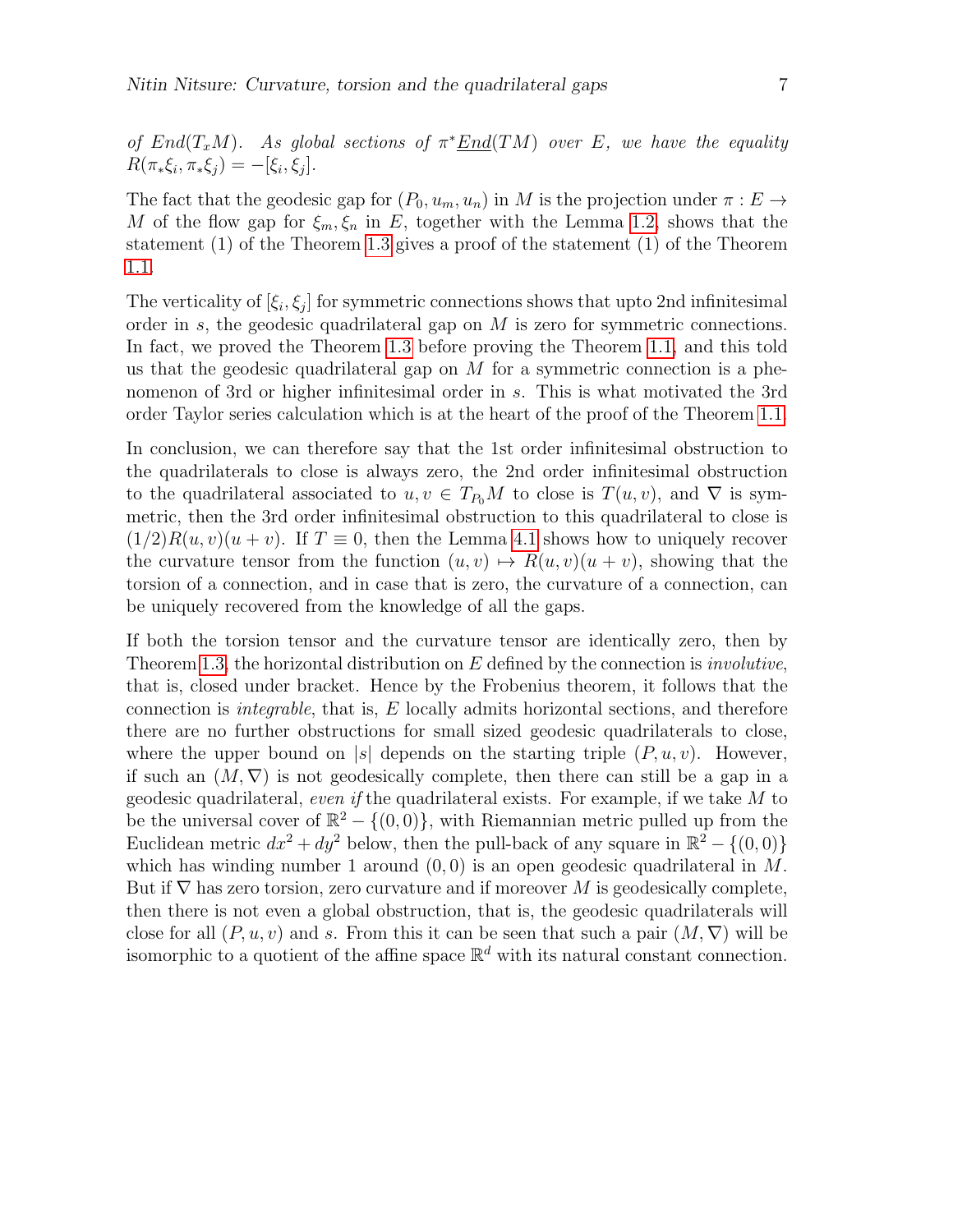*of $End(T_xM)$. As global sections of $\pi^*\underline{End}(TM)$ over $E$, we have the equality $R(\pi_*\xi_i, \pi_*\xi_j) = -[\xi_i, \xi_j]$.*

The fact that the geodesic gap for $(P_0, u_m, u_n)$ in $M$ is the projection under $\pi : E \to M$ of the flow gap for $\xi_m, \xi_n$ in $E$, together with the Lemma 1.2, shows that the statement (1) of the Theorem 1.3 gives a proof of the statement (1) of the Theorem 1.1.

The verticality of $[\xi_i, \xi_j]$ for symmetric connections shows that upto 2nd infinitesimal order in $s$, the geodesic quadrilateral gap on $M$ is zero for symmetric connections. In fact, we proved the Theorem 1.3 before proving the Theorem 1.1, and this told us that the geodesic quadrilateral gap on $M$ for a symmetric connection is a phenomenon of 3rd or higher infinitesimal order in $s$. This is what motivated the 3rd order Taylor series calculation which is at the heart of the proof of the Theorem 1.1.

In conclusion, we can therefore say that the 1st order infinitesimal obstruction to the quadrilaterals to close is always zero, the 2nd order infinitesimal obstruction to the quadrilateral associated to $u, v \in T_{P_0}M$ to close is $T(u, v)$, and $\nabla$ is symmetric, then the 3rd order infinitesimal obstruction to this quadrilateral to close is $(1/2)R(u, v)(u + v)$. If $T \equiv 0$, then the Lemma 4.1 shows how to uniquely recover the curvature tensor from the function $(u, v) \mapsto R(u, v)(u + v)$, showing that the torsion of a connection, and in case that is zero, the curvature of a connection, can be uniquely recovered from the knowledge of all the gaps.

If both the torsion tensor and the curvature tensor are identically zero, then by Theorem 1.3, the horizontal distribution on $E$ defined by the connection is *involutive*, that is, closed under bracket. Hence by the Frobenius theorem, it follows that the connection is *integrable*, that is, $E$ locally admits horizontal sections, and therefore there are no further obstructions for small sized geodesic quadrilaterals to close, where the upper bound on $|s|$ depends on the starting triple $(P, u, v)$. However, if such an $(M, \nabla)$ is not geodesically complete, then there can still be a gap in a geodesic quadrilateral, *even if* the quadrilateral exists. For example, if we take $M$ to be the universal cover of $\mathbb{R}^2 - \{(0, 0)\}$, with Riemannian metric pulled up from the Euclidean metric $dx^2 + dy^2$ below, then the pull-back of any square in $\mathbb{R}^2 - \{(0, 0)\}$ which has winding number 1 around $(0, 0)$ is an open geodesic quadrilateral in $M$. But if $\nabla$ has zero torsion, zero curvature and if moreover $M$ is geodesically complete, then there is not even a global obstruction, that is, the geodesic quadrilaterals will close for all $(P, u, v)$ and $s$. From this it can be seen that such a pair $(M, \nabla)$ will be isomorphic to a quotient of the affine space $\mathbb{R}^d$ with its natural constant connection.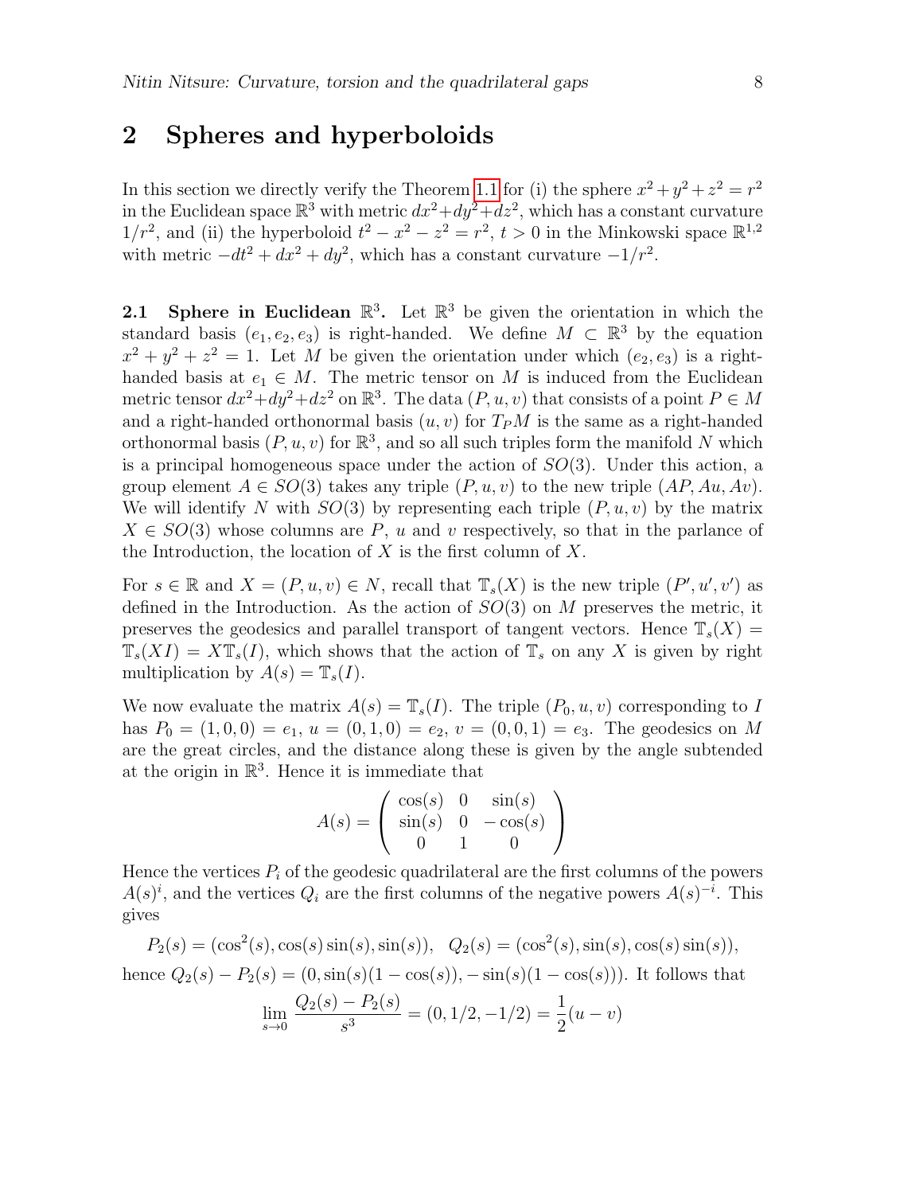## 2 Spheres and hyperboloids

In this section we directly verify the Theorem 1.1 for (i) the sphere $x^2+y^2+z^2=r^2$ in the Euclidean space $\mathbb{R}^3$ with metric $dx^2+dy^2+dz^2$, which has a constant curvature $1/r^2$, and (ii) the hyperboloid $t^2-x^2-z^2=r^2$, $t>0$ in the Minkowski space $\mathbb{R}^{1,2}$ with metric $-dt^2+dx^2+dy^2$, which has a constant curvature $-1/r^2$.

**2.1 Sphere in Euclidean $\mathbb{R}^3$.** Let $\mathbb{R}^3$ be given the orientation in which the standard basis $(e_1,e_2,e_3)$ is right-handed. We define $M\subset\mathbb{R}^3$ by the equation $x^2+y^2+z^2=1$. Let $M$ be given the orientation under which $(e_2,e_3)$ is a right-handed basis at $e_1\in M$. The metric tensor on $M$ is induced from the Euclidean metric tensor $dx^2+dy^2+dz^2$ on $\mathbb{R}^3$. The data $(P,u,v)$ that consists of a point $P\in M$ and a right-handed orthonormal basis $(u,v)$ for $T_PM$ is the same as a right-handed orthonormal basis $(P,u,v)$ for $\mathbb{R}^3$, and so all such triples form the manifold $N$ which is a principal homogeneous space under the action of $SO(3)$. Under this action, a group element $A\in SO(3)$ takes any triple $(P,u,v)$ to the new triple $(AP,Au,Av)$. We will identify $N$ with $SO(3)$ by representing each triple $(P,u,v)$ by the matrix $X\in SO(3)$ whose columns are $P$, $u$ and $v$ respectively, so that in the parlance of the Introduction, the location of $X$ is the first column of $X$.

For $s\in\mathbb{R}$ and $X=(P,u,v)\in N$, recall that $\mathbb{T}_s(X)$ is the new triple $(P',u',v')$ as defined in the Introduction. As the action of $SO(3)$ on $M$ preserves the metric, it preserves the geodesics and parallel transport of tangent vectors. Hence $\mathbb{T}_s(X)=\mathbb{T}_s(XI)=X\mathbb{T}_s(I)$, which shows that the action of $\mathbb{T}_s$ on any $X$ is given by right multiplication by $A(s)=\mathbb{T}_s(I)$.

We now evaluate the matrix $A(s)=\mathbb{T}_s(I)$. The triple $(P_0,u,v)$ corresponding to $I$ has $P_0=(1,0,0)=e_1$, $u=(0,1,0)=e_2$, $v=(0,0,1)=e_3$. The geodesics on $M$ are the great circles, and the distance along these is given by the angle subtended at the origin in $\mathbb{R}^3$. Hence it is immediate that

$$A(s)=\begin{pmatrix}\cos(s) & 0 & \sin(s)\\ \sin(s) & 0 & -\cos(s)\\ 0 & 1 & 0\end{pmatrix}$$

Hence the vertices $P_i$ of the geodesic quadrilateral are the first columns of the powers $A(s)^i$, and the vertices $Q_i$ are the first columns of the negative powers $A(s)^{-i}$. This gives

$$P_2(s)=(\cos^2(s),\cos(s)\sin(s),\sin(s)),\quad Q_2(s)=(\cos^2(s),\sin(s),\cos(s)\sin(s)),$$

hence $Q_2(s)-P_2(s)=(0,\sin(s)(1-\cos(s)),-\sin(s)(1-\cos(s)))$. It follows that

$$\lim_{s\to 0}\frac{Q_2(s)-P_2(s)}{s^3}=(0,1/2,-1/2)=\frac{1}{2}(u-v)$$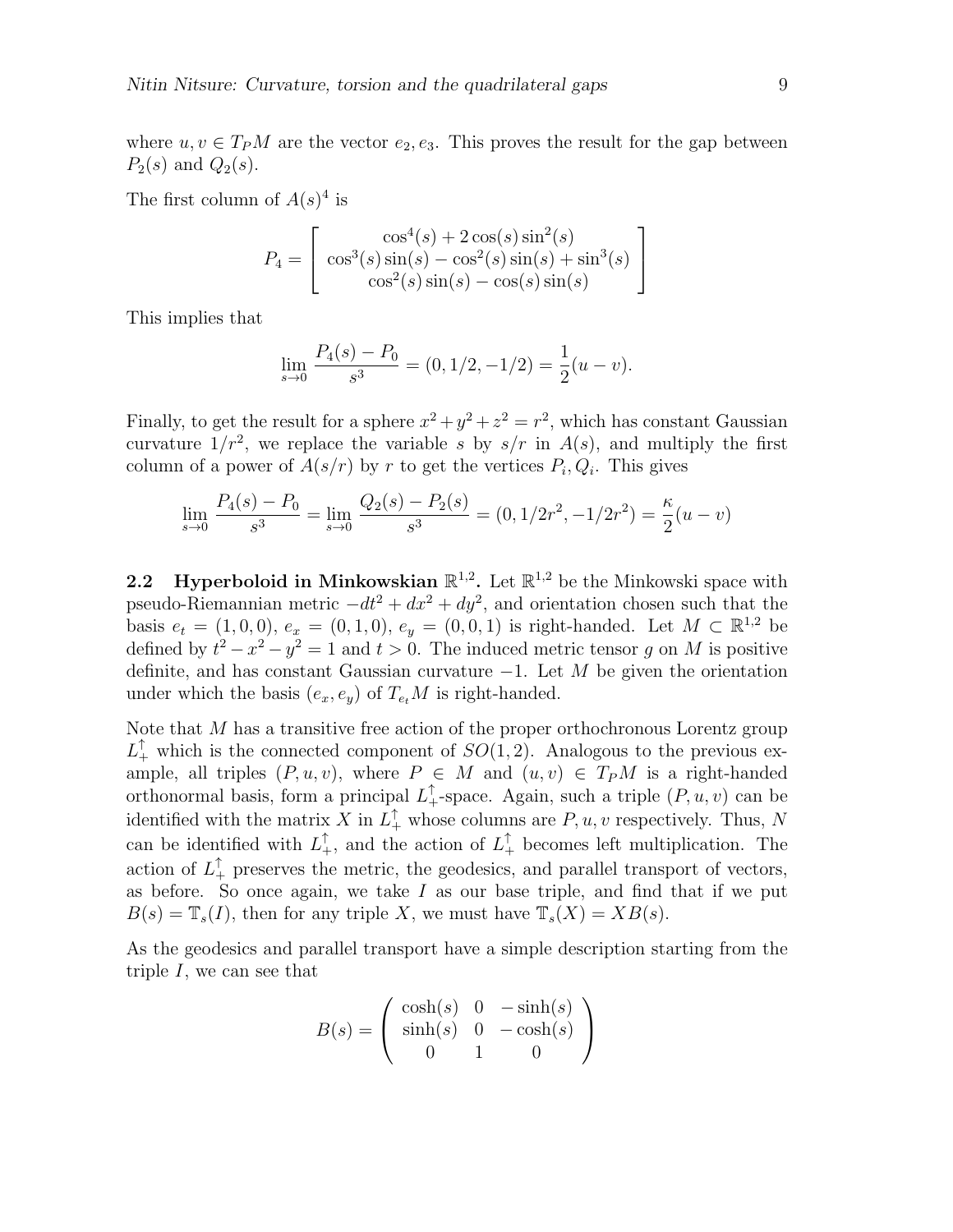where $u, v \in T_P M$ are the vector $e_2, e_3$. This proves the result for the gap between $P_2(s)$ and $Q_2(s)$.

The first column of $A(s)^4$ is

$$P_4 = \left[ \begin{array}{c} \cos^4(s) + 2\cos(s)\sin^2(s) \\ \cos^3(s)\sin(s) - \cos^2(s)\sin(s) + \sin^3(s) \\ \cos^2(s)\sin(s) - \cos(s)\sin(s) \end{array} \right]$$

This implies that

$$\lim_{s \to 0} \frac{P_4(s) - P_0}{s^3} = (0, 1/2, -1/2) = \frac{1}{2}(u - v).$$

Finally, to get the result for a sphere $x^2 + y^2 + z^2 = r^2$, which has constant Gaussian curvature $1/r^2$, we replace the variable $s$ by $s/r$ in $A(s)$, and multiply the first column of a power of $A(s/r)$ by $r$ to get the vertices $P_i, Q_i$. This gives

$$\lim_{s \to 0} \frac{P_4(s) - P_0}{s^3} = \lim_{s \to 0} \frac{Q_2(s) - P_2(s)}{s^3} = (0, 1/2r^2, -1/2r^2) = \frac{\kappa}{2}(u - v)$$

### 2.2 Hyperboloid in Minkowskian $\mathbb{R}^{1,2}$.

Let $\mathbb{R}^{1,2}$ be the Minkowski space with pseudo-Riemannian metric $-dt^2 + dx^2 + dy^2$, and orientation chosen such that the basis $e_t = (1, 0, 0)$, $e_x = (0, 1, 0)$, $e_y = (0, 0, 1)$ is right-handed. Let $M \subset \mathbb{R}^{1,2}$ be defined by $t^2 - x^2 - y^2 = 1$ and $t > 0$. The induced metric tensor $g$ on $M$ is positive definite, and has constant Gaussian curvature $-1$. Let $M$ be given the orientation under which the basis $(e_x, e_y)$ of $T_{e_t} M$ is right-handed.

Note that $M$ has a transitive free action of the proper orthochronous Lorentz group $L_+^\uparrow$ which is the connected component of $SO(1, 2)$. Analogous to the previous example, all triples $(P, u, v)$, where $P \in M$ and $(u, v) \in T_P M$ is a right-handed orthonormal basis, form a principal $L_+^\uparrow$-space. Again, such a triple $(P, u, v)$ can be identified with the matrix $X$ in $L_+^\uparrow$ whose columns are $P, u, v$ respectively. Thus, $N$ can be identified with $L_+^\uparrow$, and the action of $L_+^\uparrow$ becomes left multiplication. The action of $L_+^\uparrow$ preserves the metric, the geodesics, and parallel transport of vectors, as before. So once again, we take $I$ as our base triple, and find that if we put $B(s) = \mathbb{T}_s(I)$, then for any triple $X$, we must have $\mathbb{T}_s(X) = XB(s)$.

As the geodesics and parallel transport have a simple description starting from the triple $I$, we can see that

$$B(s) = \begin{pmatrix} \cosh(s) & 0 & -\sinh(s) \\ \sinh(s) & 0 & -\cosh(s) \\ 0 & 1 & 0 \end{pmatrix}$$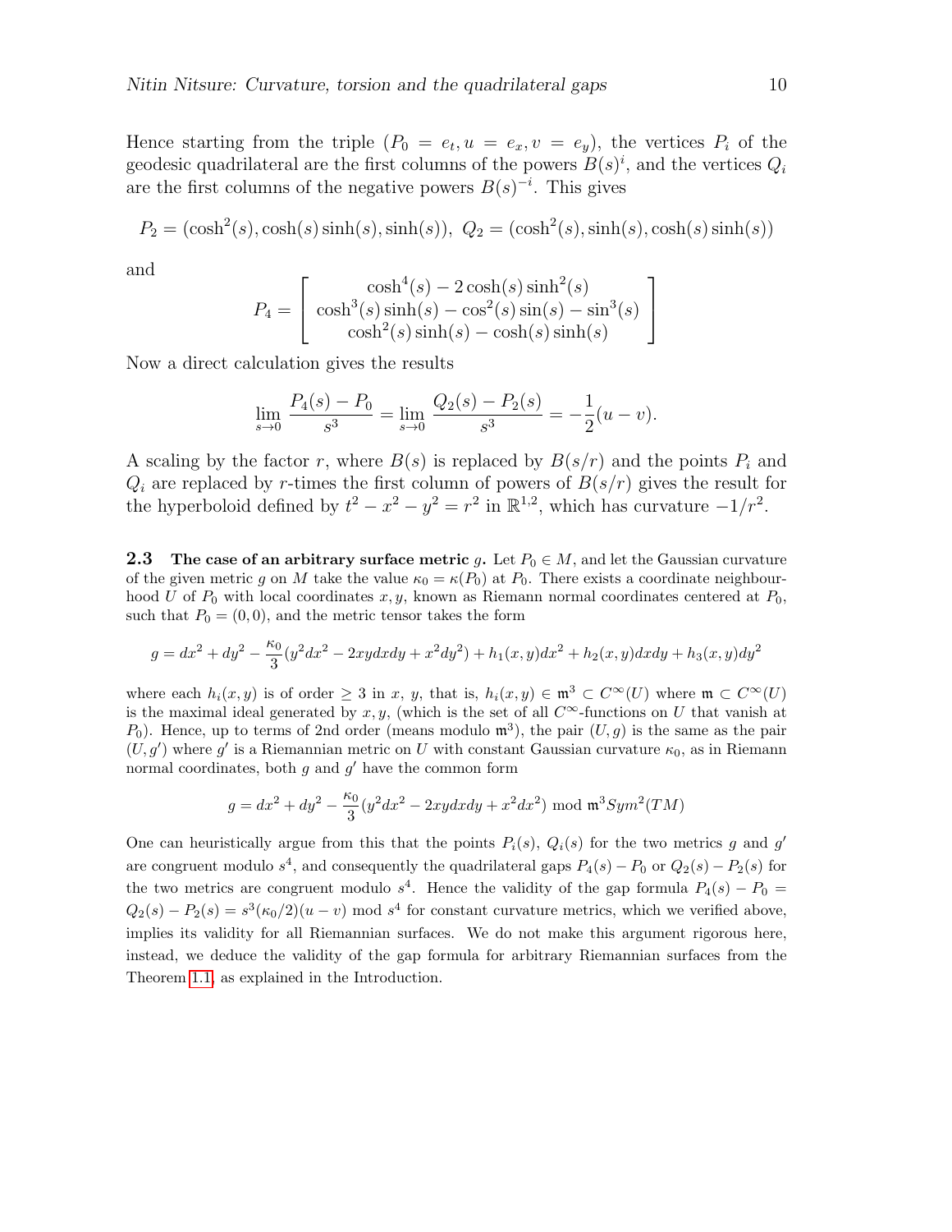Hence starting from the triple ($P_0 = e_t, u = e_x, v = e_y$), the vertices $P_i$ of the geodesic quadrilateral are the first columns of the powers $B(s)^i$, and the vertices $Q_i$ are the first columns of the negative powers $B(s)^{-i}$. This gives

$$P_2 = (\cosh^2(s), \cosh(s)\sinh(s), \sinh(s)),\ Q_2 = (\cosh^2(s), \sinh(s), \cosh(s)\sinh(s))$$

and

$$P_4 = \begin{bmatrix} \cosh^4(s) - 2\cosh(s)\sinh^2(s) \\ \cosh^3(s)\sinh(s) - \cos^2(s)\sin(s) - \sin^3(s) \\ \cosh^2(s)\sinh(s) - \cosh(s)\sinh(s) \end{bmatrix}$$

Now a direct calculation gives the results

$$\lim_{s\to 0} \frac{P_4(s) - P_0}{s^3} = \lim_{s\to 0} \frac{Q_2(s) - P_2(s)}{s^3} = -\frac{1}{2}(u - v).$$

A scaling by the factor $r$, where $B(s)$ is replaced by $B(s/r)$ and the points $P_i$ and $Q_i$ are replaced by $r$-times the first column of powers of $B(s/r)$ gives the result for the hyperboloid defined by $t^2 - x^2 - y^2 = r^2$ in $\mathbb{R}^{1,2}$, which has curvature $-1/r^2$.

### 2.3 The case of an arbitrary surface metric $g$.

Let $P_0 \in M$, and let the Gaussian curvature of the given metric $g$ on $M$ take the value $\kappa_0 = \kappa(P_0)$ at $P_0$. There exists a coordinate neighbourhood $U$ of $P_0$ with local coordinates $x, y$, known as Riemann normal coordinates centered at $P_0$, such that $P_0 = (0, 0)$, and the metric tensor takes the form

$$g = dx^2 + dy^2 - \frac{\kappa_0}{3}(y^2dx^2 - 2xydxdy + x^2dy^2) + h_1(x, y)dx^2 + h_2(x, y)dxdy + h_3(x, y)dy^2$$

where each $h_i(x, y)$ is of order $\geq 3$ in $x$, $y$, that is, $h_i(x, y) \in \mathfrak{m}^3 \subset C^\infty(U)$ where $\mathfrak{m} \subset C^\infty(U)$ is the maximal ideal generated by $x, y$, (which is the set of all $C^\infty$-functions on $U$ that vanish at $P_0$). Hence, up to terms of 2nd order (means modulo $\mathfrak{m}^3$), the pair $(U, g)$ is the same as the pair $(U, g')$ where $g'$ is a Riemannian metric on $U$ with constant Gaussian curvature $\kappa_0$, as in Riemann normal coordinates, both $g$ and $g'$ have the common form

$$g = dx^2 + dy^2 - \frac{\kappa_0}{3}(y^2dx^2 - 2xydxdy + x^2dx^2) \bmod \mathfrak{m}^3 Sym^2(TM)$$

One can heuristically argue from this that the points $P_i(s)$, $Q_i(s)$ for the two metrics $g$ and $g'$ are congruent modulo $s^4$, and consequently the quadrilateral gaps $P_4(s) - P_0$ or $Q_2(s) - P_2(s)$ for the two metrics are congruent modulo $s^4$. Hence the validity of the gap formula $P_4(s) - P_0 = Q_2(s) - P_2(s) = s^3(\kappa_0/2)(u - v) \bmod s^4$ for constant curvature metrics, which we verified above, implies its validity for all Riemannian surfaces. We do not make this argument rigorous here, instead, we deduce the validity of the gap formula for arbitrary Riemannian surfaces from the Theorem 1.1, as explained in the Introduction.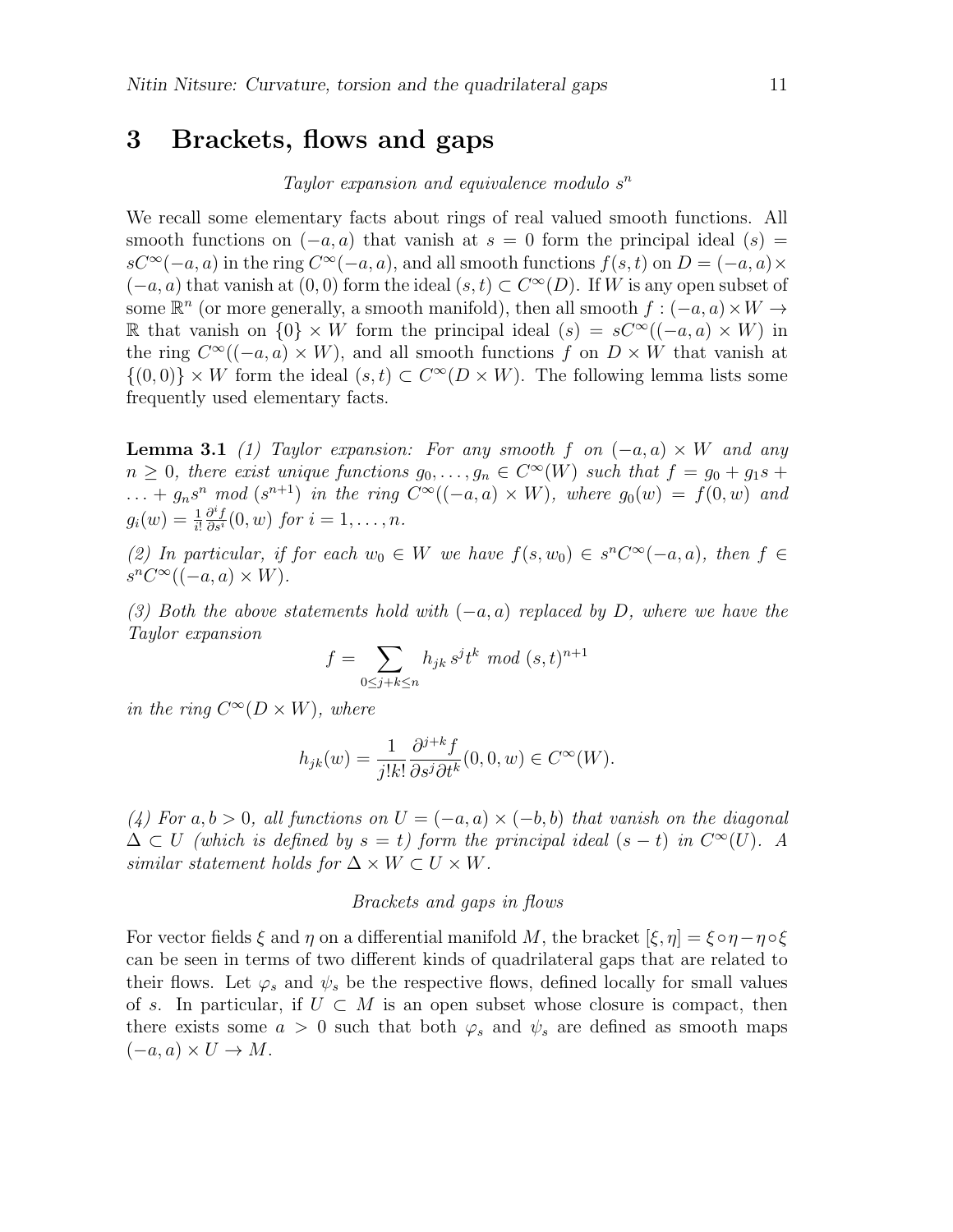# 3 Brackets, flows and gaps

*Taylor expansion and equivalence modulo $s^n$*

We recall some elementary facts about rings of real valued smooth functions. All smooth functions on $(-a, a)$ that vanish at $s = 0$ form the principal ideal $(s) = sC^\infty(-a, a)$ in the ring $C^\infty(-a, a)$, and all smooth functions $f(s, t)$ on $D = (-a, a) \times (-a, a)$ that vanish at $(0, 0)$ form the ideal $(s, t) \subset C^\infty(D)$. If $W$ is any open subset of some $\mathbb{R}^n$ (or more generally, a smooth manifold), then all smooth $f : (-a, a) \times W \to \mathbb{R}$ that vanish on $\{0\} \times W$ form the principal ideal $(s) = sC^\infty((-a, a) \times W)$ in the ring $C^\infty((-a, a) \times W)$, and all smooth functions $f$ on $D \times W$ that vanish at $\{(0, 0)\} \times W$ form the ideal $(s, t) \subset C^\infty(D \times W)$. The following lemma lists some frequently used elementary facts.

**Lemma 3.1** *(1) Taylor expansion: For any smooth $f$ on $(-a, a) \times W$ and any $n \geq 0$, there exist unique functions $g_0, \ldots, g_n \in C^\infty(W)$ such that $f = g_0 + g_1 s + \ldots + g_n s^n \bmod (s^{n+1})$ in the ring $C^\infty((-a, a) \times W)$, where $g_0(w) = f(0, w)$ and $g_i(w) = \frac{1}{i!}\frac{\partial^i f}{\partial s^i}(0, w)$ for $i = 1, \ldots, n$.*

*(2) In particular, if for each $w_0 \in W$ we have $f(s, w_0) \in s^n C^\infty(-a, a)$, then $f \in s^n C^\infty((-a, a) \times W)$.*

*(3) Both the above statements hold with $(-a, a)$ replaced by $D$, where we have the Taylor expansion*

$$f = \sum_{0 \leq j+k \leq n} h_{jk}\, s^j t^k \ \bmod (s, t)^{n+1}$$

*in the ring $C^\infty(D \times W)$, where*

$$h_{jk}(w) = \frac{1}{j!k!}\frac{\partial^{j+k} f}{\partial s^j \partial t^k}(0, 0, w) \in C^\infty(W).$$

*(4) For $a, b > 0$, all functions on $U = (-a, a) \times (-b, b)$ that vanish on the diagonal $\Delta \subset U$ (which is defined by $s = t$) form the principal ideal $(s - t)$ in $C^\infty(U)$. A similar statement holds for $\Delta \times W \subset U \times W$.*

*Brackets and gaps in flows*

For vector fields $\xi$ and $\eta$ on a differential manifold $M$, the bracket $[\xi, \eta] = \xi \circ \eta - \eta \circ \xi$ can be seen in terms of two different kinds of quadrilateral gaps that are related to their flows. Let $\varphi_s$ and $\psi_s$ be the respective flows, defined locally for small values of $s$. In particular, if $U \subset M$ is an open subset whose closure is compact, then there exists some $a > 0$ such that both $\varphi_s$ and $\psi_s$ are defined as smooth maps $(-a, a) \times U \to M$.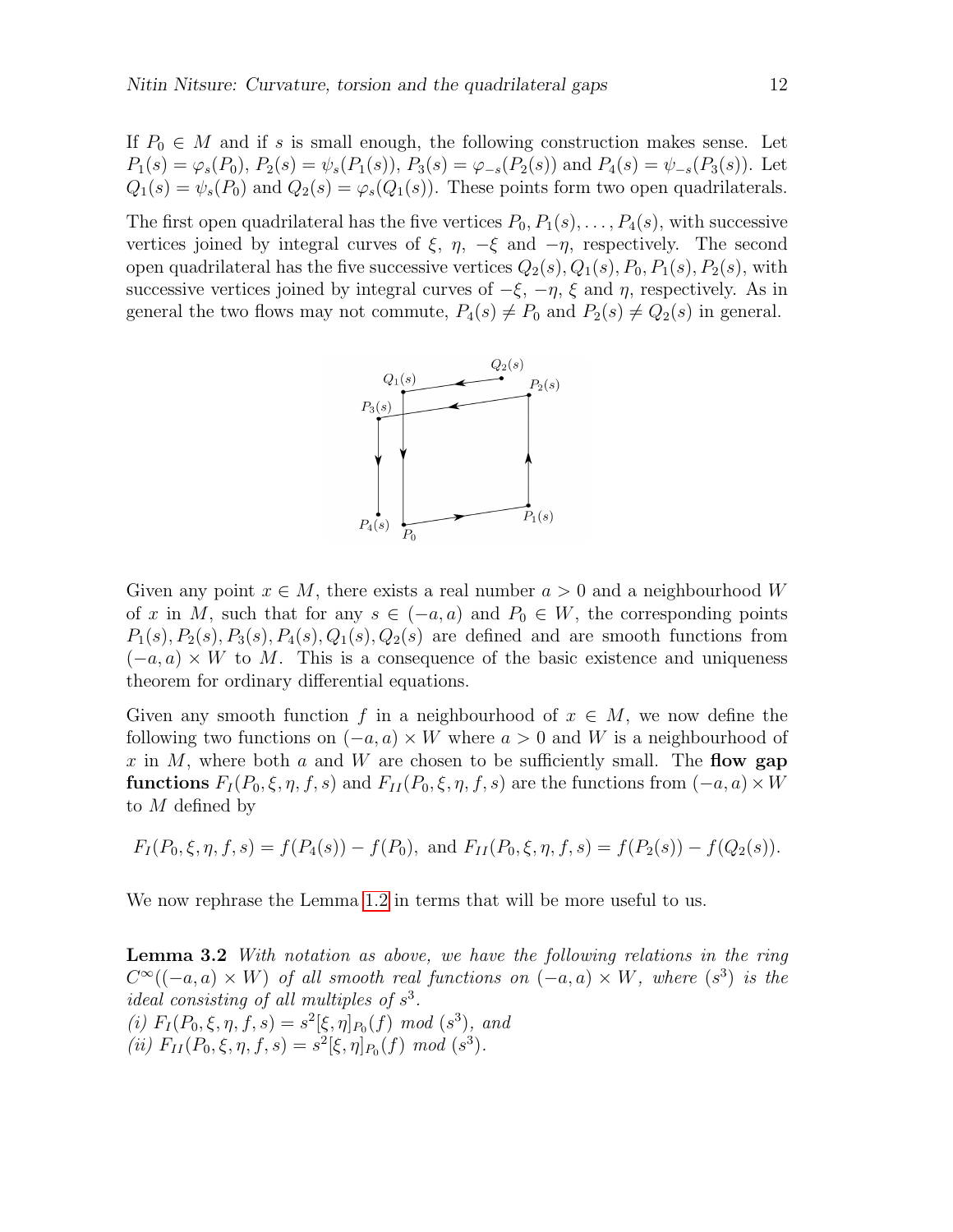If $P_0 \in M$ and if $s$ is small enough, the following construction makes sense. Let $P_1(s) = \varphi_s(P_0)$, $P_2(s) = \psi_s(P_1(s))$, $P_3(s) = \varphi_{-s}(P_2(s))$ and $P_4(s) = \psi_{-s}(P_3(s))$. Let $Q_1(s) = \psi_s(P_0)$ and $Q_2(s) = \varphi_s(Q_1(s))$. These points form two open quadrilaterals.

The first open quadrilateral has the five vertices $P_0, P_1(s), \ldots, P_4(s)$, with successive vertices joined by integral curves of $\xi$, $\eta$, $-\xi$ and $-\eta$, respectively. The second open quadrilateral has the five successive vertices $Q_2(s), Q_1(s), P_0, P_1(s), P_2(s)$, with successive vertices joined by integral curves of $-\xi$, $-\eta$, $\xi$ and $\eta$, respectively. As in general the two flows may not commute, $P_4(s) \neq P_0$ and $P_2(s) \neq Q_2(s)$ in general.

Given any point $x \in M$, there exists a real number $a > 0$ and a neighbourhood $W$ of $x$ in $M$, such that for any $s \in (-a, a)$ and $P_0 \in W$, the corresponding points $P_1(s), P_2(s), P_3(s), P_4(s), Q_1(s), Q_2(s)$ are defined and are smooth functions from $(-a, a) \times W$ to $M$. This is a consequence of the basic existence and uniqueness theorem for ordinary differential equations.

Given any smooth function $f$ in a neighbourhood of $x \in M$, we now define the following two functions on $(-a, a) \times W$ where $a > 0$ and $W$ is a neighbourhood of $x$ in $M$, where both $a$ and $W$ are chosen to be sufficiently small. The **flow gap functions** $F_I(P_0, \xi, \eta, f, s)$ and $F_{II}(P_0, \xi, \eta, f, s)$ are the functions from $(-a, a) \times W$ to $M$ defined by

$$F_I(P_0, \xi, \eta, f, s) = f(P_4(s)) - f(P_0), \text{ and } F_{II}(P_0, \xi, \eta, f, s) = f(P_2(s)) - f(Q_2(s)).$$

We now rephrase the Lemma 1.2 in terms that will be more useful to us.

**Lemma 3.2** *With notation as above, we have the following relations in the ring $C^\infty((-a, a) \times W)$ of all smooth real functions on $(-a, a) \times W$, where $(s^3)$ is the ideal consisting of all multiples of $s^3$.*
*(i) $F_I(P_0, \xi, \eta, f, s) = s^2[\xi, \eta]_{P_0}(f)$ mod $(s^3)$, and*
*(ii) $F_{II}(P_0, \xi, \eta, f, s) = s^2[\xi, \eta]_{P_0}(f)$ mod $(s^3)$.*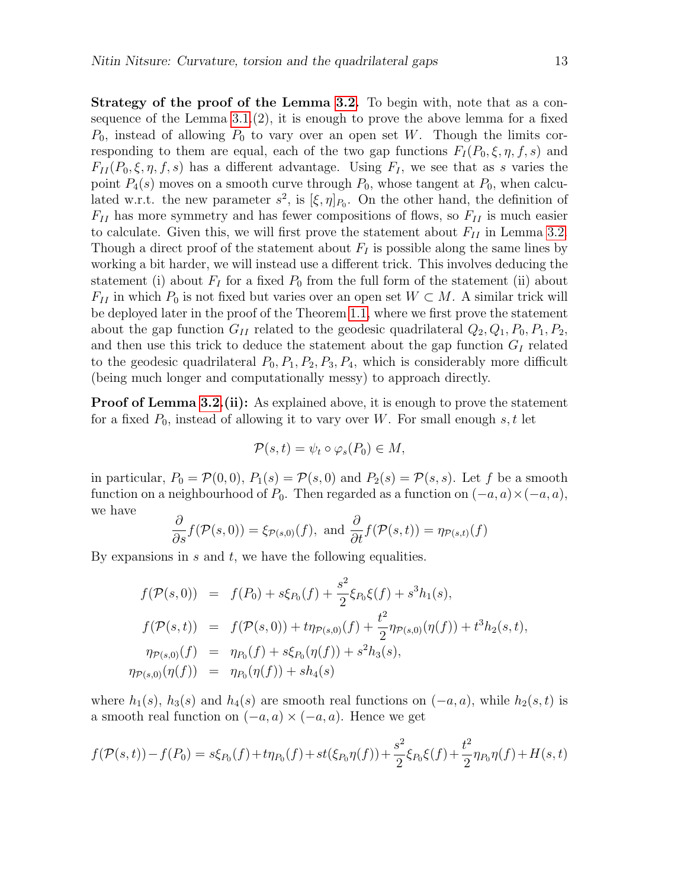**Strategy of the proof of the Lemma 3.2.** To begin with, note that as a consequence of the Lemma 3.1.(2), it is enough to prove the above lemma for a fixed $P_0$, instead of allowing $P_0$ to vary over an open set $W$. Though the limits corresponding to them are equal, each of the two gap functions $F_I(P_0, \xi, \eta, f, s)$ and $F_{II}(P_0, \xi, \eta, f, s)$ has a different advantage. Using $F_I$, we see that as $s$ varies the point $P_4(s)$ moves on a smooth curve through $P_0$, whose tangent at $P_0$, when calculated w.r.t. the new parameter $s^2$, is $[\xi, \eta]_{P_0}$. On the other hand, the definition of $F_{II}$ has more symmetry and has fewer compositions of flows, so $F_{II}$ is much easier to calculate. Given this, we will first prove the statement about $F_{II}$ in Lemma 3.2. Though a direct proof of the statement about $F_I$ is possible along the same lines by working a bit harder, we will instead use a different trick. This involves deducing the statement (i) about $F_I$ for a fixed $P_0$ from the full form of the statement (ii) about $F_{II}$ in which $P_0$ is not fixed but varies over an open set $W \subset M$. A similar trick will be deployed later in the proof of the Theorem 1.1, where we first prove the statement about the gap function $G_{II}$ related to the geodesic quadrilateral $Q_2, Q_1, P_0, P_1, P_2$, and then use this trick to deduce the statement about the gap function $G_I$ related to the geodesic quadrilateral $P_0, P_1, P_2, P_3, P_4$, which is considerably more difficult (being much longer and computationally messy) to approach directly.

**Proof of Lemma 3.2.(ii):** As explained above, it is enough to prove the statement for a fixed $P_0$, instead of allowing it to vary over $W$. For small enough $s, t$ let

$$\mathcal{P}(s,t) = \psi_t \circ \varphi_s(P_0) \in M,$$

in particular, $P_0 = \mathcal{P}(0,0)$, $P_1(s) = \mathcal{P}(s,0)$ and $P_2(s) = \mathcal{P}(s,s)$. Let $f$ be a smooth function on a neighbourhood of $P_0$. Then regarded as a function on $(-a,a)\times(-a,a)$, we have

$$\frac{\partial}{\partial s} f(\mathcal{P}(s,0)) = \xi_{\mathcal{P}(s,0)}(f), \text{ and } \frac{\partial}{\partial t} f(\mathcal{P}(s,t)) = \eta_{\mathcal{P}(s,t)}(f)$$

By expansions in $s$ and $t$, we have the following equalities.

$$\begin{aligned}
f(\mathcal{P}(s,0)) &= f(P_0) + s\xi_{P_0}(f) + \frac{s^2}{2}\xi_{P_0}\xi(f) + s^3 h_1(s), \\
f(\mathcal{P}(s,t)) &= f(\mathcal{P}(s,0)) + t\eta_{\mathcal{P}(s,0)}(f) + \frac{t^2}{2}\eta_{\mathcal{P}(s,0)}(\eta(f)) + t^3 h_2(s,t), \\
\eta_{\mathcal{P}(s,0)}(f) &= \eta_{P_0}(f) + s\xi_{P_0}(\eta(f)) + s^2 h_3(s), \\
\eta_{\mathcal{P}(s,0)}(\eta(f)) &= \eta_{P_0}(\eta(f)) + s h_4(s)
\end{aligned}$$

where $h_1(s)$, $h_3(s)$ and $h_4(s)$ are smooth real functions on $(-a,a)$, while $h_2(s,t)$ is a smooth real function on $(-a,a)\times(-a,a)$. Hence we get

$$f(\mathcal{P}(s,t)) - f(P_0) = s\xi_{P_0}(f) + t\eta_{P_0}(f) + st(\xi_{P_0}\eta(f)) + \frac{s^2}{2}\xi_{P_0}\xi(f) + \frac{t^2}{2}\eta_{P_0}\eta(f) + H(s,t)$$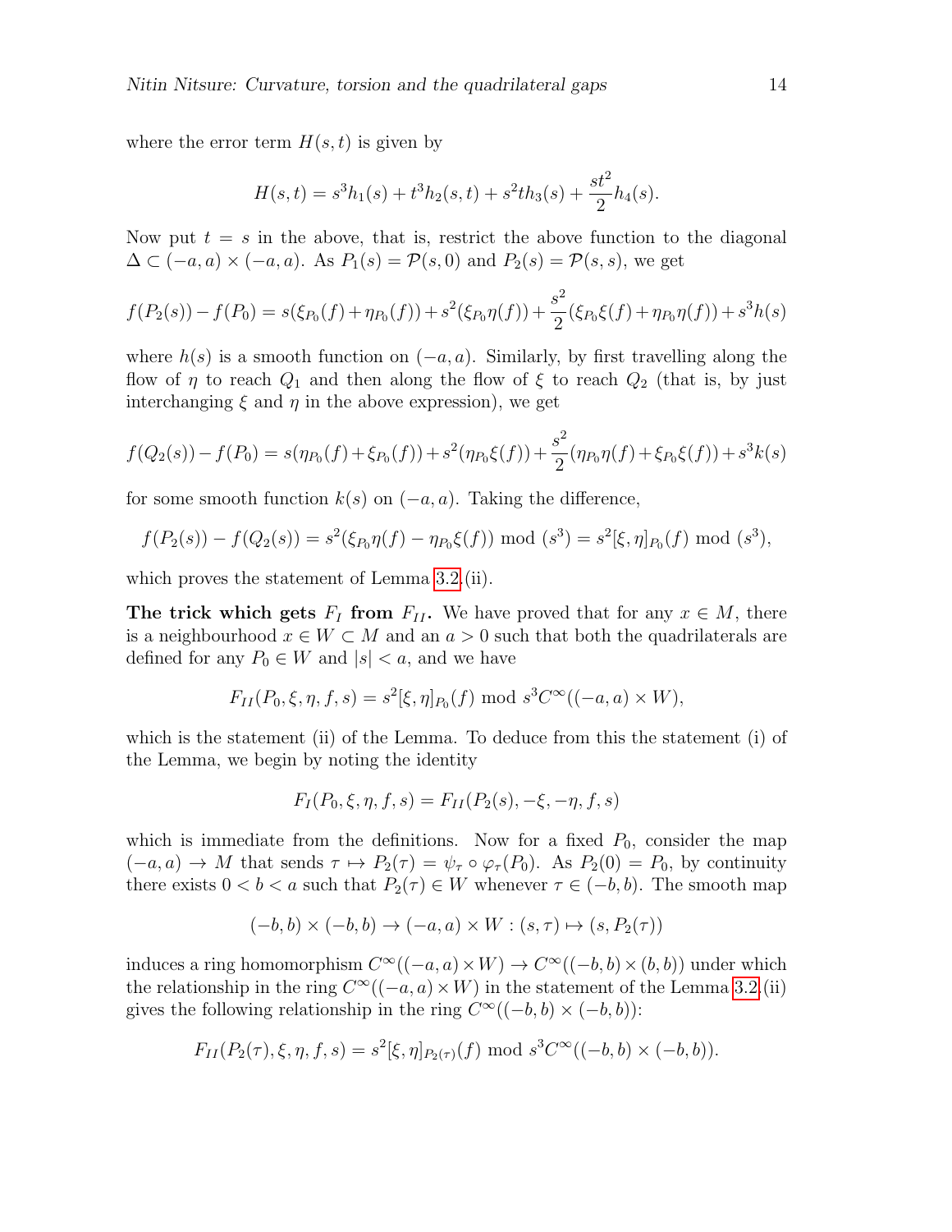where the error term $H(s,t)$ is given by

$$H(s,t) = s^3 h_1(s) + t^3 h_2(s,t) + s^2 t h_3(s) + \frac{st^2}{2} h_4(s).$$

Now put $t = s$ in the above, that is, restrict the above function to the diagonal $\Delta \subset (-a,a) \times (-a,a)$. As $P_1(s) = \mathcal{P}(s,0)$ and $P_2(s) = \mathcal{P}(s,s)$, we get

$$f(P_2(s)) - f(P_0) = s(\xi_{P_0}(f) + \eta_{P_0}(f)) + s^2(\xi_{P_0}\eta(f)) + \frac{s^2}{2}(\xi_{P_0}\xi(f) + \eta_{P_0}\eta(f)) + s^3 h(s)$$

where $h(s)$ is a smooth function on $(-a,a)$. Similarly, by first travelling along the flow of $\eta$ to reach $Q_1$ and then along the flow of $\xi$ to reach $Q_2$ (that is, by just interchanging $\xi$ and $\eta$ in the above expression), we get

$$f(Q_2(s)) - f(P_0) = s(\eta_{P_0}(f) + \xi_{P_0}(f)) + s^2(\eta_{P_0}\xi(f)) + \frac{s^2}{2}(\eta_{P_0}\eta(f) + \xi_{P_0}\xi(f)) + s^3 k(s)$$

for some smooth function $k(s)$ on $(-a,a)$. Taking the difference,

$$f(P_2(s)) - f(Q_2(s)) = s^2(\xi_{P_0}\eta(f) - \eta_{P_0}\xi(f)) \bmod (s^3) = s^2[\xi,\eta]_{P_0}(f) \bmod (s^3),$$

which proves the statement of Lemma 3.2.(ii).

**The trick which gets $F_I$ from $F_{II}$.** We have proved that for any $x \in M$, there is a neighbourhood $x \in W \subset M$ and an $a > 0$ such that both the quadrilaterals are defined for any $P_0 \in W$ and $|s| < a$, and we have

$$F_{II}(P_0, \xi, \eta, f, s) = s^2[\xi,\eta]_{P_0}(f) \bmod s^3 C^\infty((-a,a) \times W),$$

which is the statement (ii) of the Lemma. To deduce from this the statement (i) of the Lemma, we begin by noting the identity

$$F_I(P_0, \xi, \eta, f, s) = F_{II}(P_2(s), -\xi, -\eta, f, s)$$

which is immediate from the definitions. Now for a fixed $P_0$, consider the map $(-a,a) \to M$ that sends $\tau \mapsto P_2(\tau) = \psi_\tau \circ \varphi_\tau(P_0)$. As $P_2(0) = P_0$, by continuity there exists $0 < b < a$ such that $P_2(\tau) \in W$ whenever $\tau \in (-b,b)$. The smooth map

$$(-b,b) \times (-b,b) \to (-a,a) \times W : (s,\tau) \mapsto (s, P_2(\tau))$$

induces a ring homomorphism $C^\infty((-a,a) \times W) \to C^\infty((-b,b) \times (b,b))$ under which the relationship in the ring $C^\infty((-a,a) \times W)$ in the statement of the Lemma 3.2.(ii) gives the following relationship in the ring $C^\infty((-b,b) \times (-b,b))$:

$$F_{II}(P_2(\tau), \xi, \eta, f, s) = s^2[\xi,\eta]_{P_2(\tau)}(f) \bmod s^3 C^\infty((-b,b) \times (-b,b)).$$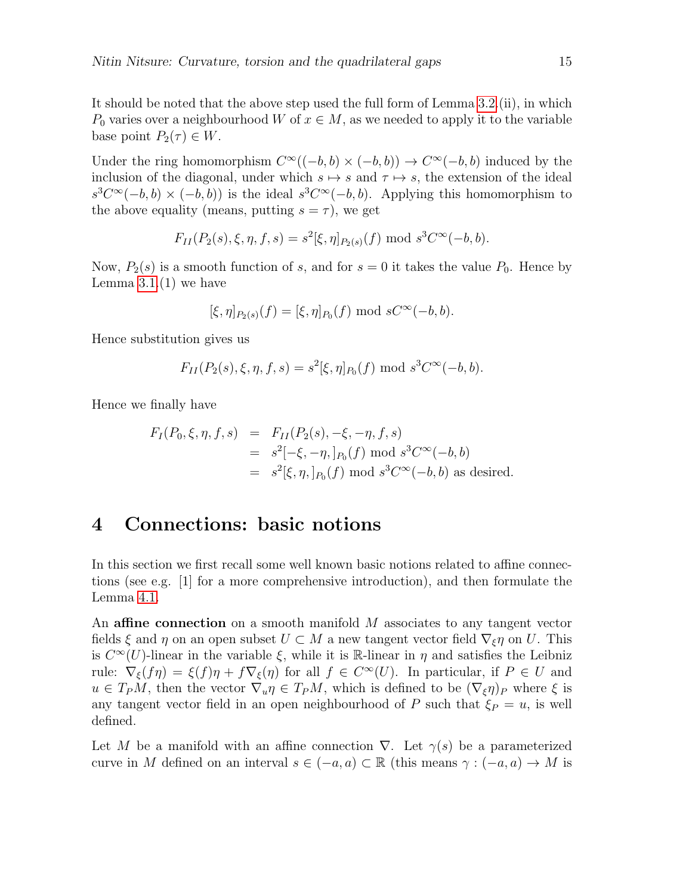It should be noted that the above step used the full form of Lemma 3.2.(ii), in which $P_0$ varies over a neighbourhood $W$ of $x \in M$, as we needed to apply it to the variable base point $P_2(\tau) \in W$.

Under the ring homomorphism $C^\infty((-b,b)\times(-b,b)) \to C^\infty(-b,b)$ induced by the inclusion of the diagonal, under which $s \mapsto s$ and $\tau \mapsto s$, the extension of the ideal $s^3 C^\infty(-b,b)\times(-b,b))$ is the ideal $s^3 C^\infty(-b,b)$. Applying this homomorphism to the above equality (means, putting $s = \tau$), we get

$$F_{II}(P_2(s), \xi, \eta, f, s) = s^2 [\xi, \eta]_{P_2(s)}(f) \bmod s^3 C^\infty(-b,b).$$

Now, $P_2(s)$ is a smooth function of $s$, and for $s = 0$ it takes the value $P_0$. Hence by Lemma 3.1.(1) we have

$$[\xi, \eta]_{P_2(s)}(f) = [\xi, \eta]_{P_0}(f) \bmod s C^\infty(-b,b).$$

Hence substitution gives us

$$F_{II}(P_2(s), \xi, \eta, f, s) = s^2 [\xi, \eta]_{P_0}(f) \bmod s^3 C^\infty(-b,b).$$

Hence we finally have

$$\begin{aligned}
F_I(P_0, \xi, \eta, f, s) &= F_{II}(P_2(s), -\xi, -\eta, f, s) \\
&= s^2[-\xi, -\eta,]_{P_0}(f) \bmod s^3 C^\infty(-b,b) \\
&= s^2[\xi, \eta,]_{P_0}(f) \bmod s^3 C^\infty(-b,b) \text{ as desired.}
\end{aligned}$$

# 4 Connections: basic notions

In this section we first recall some well known basic notions related to affine connections (see e.g. [1] for a more comprehensive introduction), and then formulate the Lemma 4.1.

An **affine connection** on a smooth manifold $M$ associates to any tangent vector fields $\xi$ and $\eta$ on an open subset $U \subset M$ a new tangent vector field $\nabla_\xi \eta$ on $U$. This is $C^\infty(U)$-linear in the variable $\xi$, while it is $\mathbb{R}$-linear in $\eta$ and satisfies the Leibniz rule: $\nabla_\xi(f\eta) = \xi(f)\eta + f\nabla_\xi(\eta)$ for all $f \in C^\infty(U)$. In particular, if $P \in U$ and $u \in T_P M$, then the vector $\nabla_u \eta \in T_P M$, which is defined to be $(\nabla_\xi \eta)_P$ where $\xi$ is any tangent vector field in an open neighbourhood of $P$ such that $\xi_P = u$, is well defined.

Let $M$ be a manifold with an affine connection $\nabla$. Let $\gamma(s)$ be a parameterized curve in $M$ defined on an interval $s \in (-a,a) \subset \mathbb{R}$ (this means $\gamma : (-a,a) \to M$ is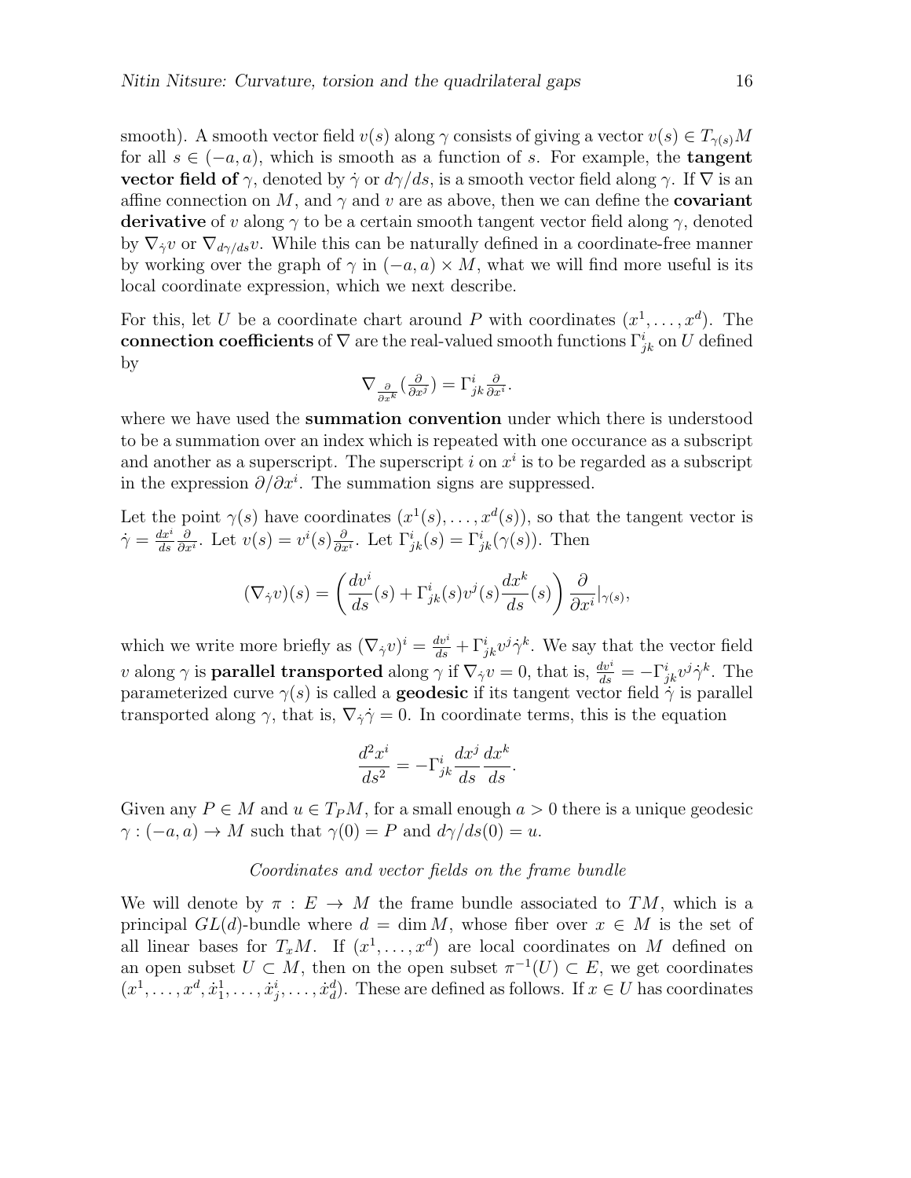smooth). A smooth vector field $v(s)$ along $\gamma$ consists of giving a vector $v(s) \in T_{\gamma(s)}M$ for all $s \in (-a, a)$, which is smooth as a function of $s$. For example, the **tangent vector field of** $\gamma$, denoted by $\dot{\gamma}$ or $d\gamma/ds$, is a smooth vector field along $\gamma$. If $\nabla$ is an affine connection on $M$, and $\gamma$ and $v$ are as above, then we can define the **covariant derivative** of $v$ along $\gamma$ to be a certain smooth tangent vector field along $\gamma$, denoted by $\nabla_{\dot{\gamma}}v$ or $\nabla_{d\gamma/ds}v$. While this can be naturally defined in a coordinate-free manner by working over the graph of $\gamma$ in $(-a, a) \times M$, what we will find more useful is its local coordinate expression, which we next describe.

For this, let $U$ be a coordinate chart around $P$ with coordinates $(x^1, \ldots, x^d)$. The **connection coefficients** of $\nabla$ are the real-valued smooth functions $\Gamma^i_{jk}$ on $U$ defined by

$$\nabla_{\frac{\partial}{\partial x^k}}(\tfrac{\partial}{\partial x^j}) = \Gamma^i_{jk}\tfrac{\partial}{\partial x^i}.$$

where we have used the **summation convention** under which there is understood to be a summation over an index which is repeated with one occurance as a subscript and another as a superscript. The superscript $i$ on $x^i$ is to be regarded as a subscript in the expression $\partial/\partial x^i$. The summation signs are suppressed.

Let the point $\gamma(s)$ have coordinates $(x^1(s), \ldots, x^d(s))$, so that the tangent vector is $\dot{\gamma} = \frac{dx^i}{ds}\frac{\partial}{\partial x^i}$. Let $v(s) = v^i(s)\frac{\partial}{\partial x^i}$. Let $\Gamma^i_{jk}(s) = \Gamma^i_{jk}(\gamma(s))$. Then

$$(\nabla_{\dot{\gamma}}v)(s) = \left(\frac{dv^i}{ds}(s) + \Gamma^i_{jk}(s)v^j(s)\frac{dx^k}{ds}(s)\right)\frac{\partial}{\partial x^i}|_{\gamma(s)},$$

which we write more briefly as $(\nabla_{\dot{\gamma}}v)^i = \frac{dv^i}{ds} + \Gamma^i_{jk}v^j\dot{\gamma}^k$. We say that the vector field $v$ along $\gamma$ is **parallel transported** along $\gamma$ if $\nabla_{\dot{\gamma}}v = 0$, that is, $\frac{dv^i}{ds} = -\Gamma^i_{jk}v^j\dot{\gamma}^k$. The parameterized curve $\gamma(s)$ is called a **geodesic** if its tangent vector field $\dot{\gamma}$ is parallel transported along $\gamma$, that is, $\nabla_{\dot{\gamma}}\dot{\gamma} = 0$. In coordinate terms, this is the equation

$$\frac{d^2x^i}{ds^2} = -\Gamma^i_{jk}\frac{dx^j}{ds}\frac{dx^k}{ds}.$$

Given any $P \in M$ and $u \in T_PM$, for a small enough $a > 0$ there is a unique geodesic $\gamma : (-a, a) \to M$ such that $\gamma(0) = P$ and $d\gamma/ds(0) = u$.

*Coordinates and vector fields on the frame bundle*

We will denote by $\pi : E \to M$ the frame bundle associated to $TM$, which is a principal $GL(d)$-bundle where $d = \dim M$, whose fiber over $x \in M$ is the set of all linear bases for $T_xM$. If $(x^1, \ldots, x^d)$ are local coordinates on $M$ defined on an open subset $U \subset M$, then on the open subset $\pi^{-1}(U) \subset E$, we get coordinates $(x^1, \ldots, x^d, \dot{x}^1_1, \ldots, \dot{x}^i_j, \ldots, \dot{x}^d_d)$. These are defined as follows. If $x \in U$ has coordinates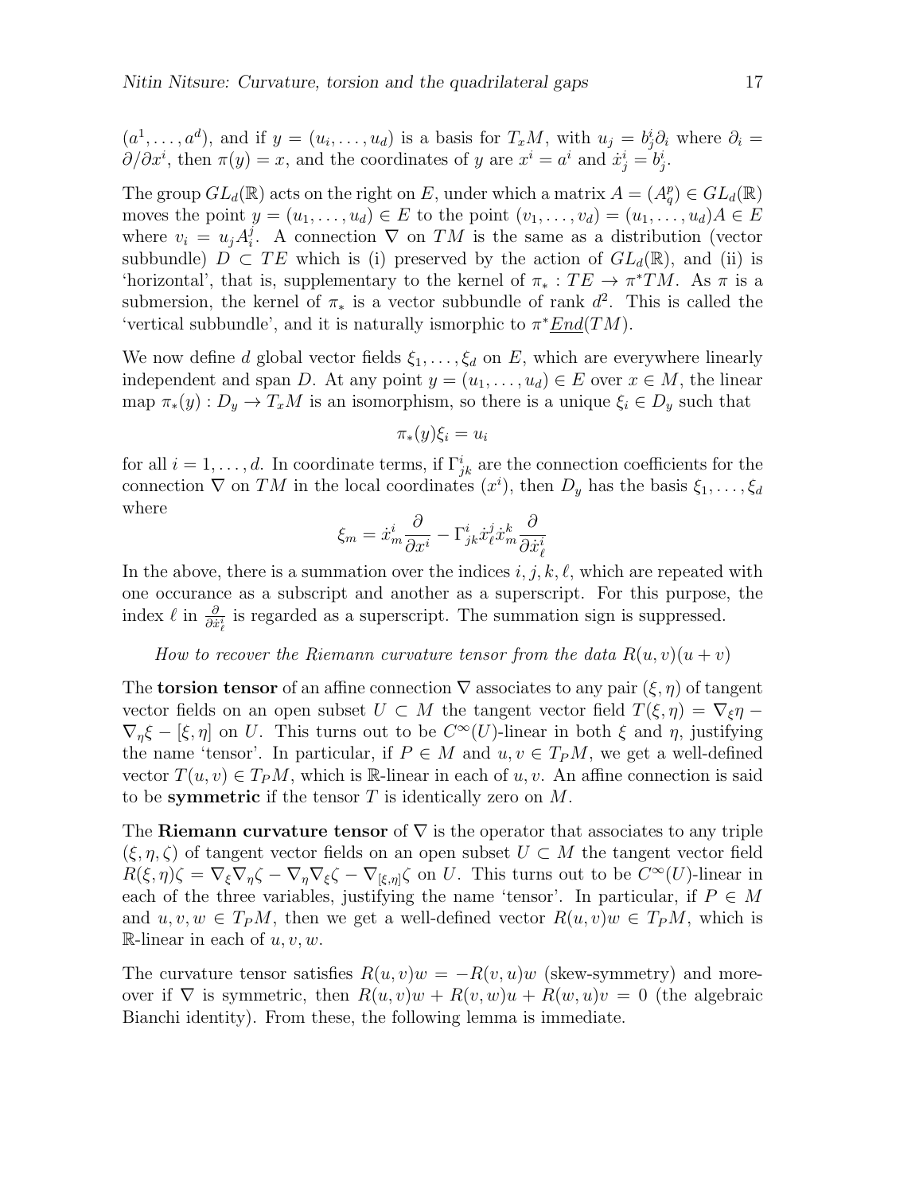$(a^1, \ldots, a^d)$, and if $y = (u_i, \ldots, u_d)$ is a basis for $T_xM$, with $u_j = b^i_j \partial_i$ where $\partial_i = \partial/\partial x^i$, then $\pi(y) = x$, and the coordinates of $y$ are $x^i = a^i$ and $\dot{x}^i_j = b^i_j$.

The group $GL_d(\mathbb{R})$ acts on the right on $E$, under which a matrix $A = (A^p_q) \in GL_d(\mathbb{R})$ moves the point $y = (u_1, \ldots, u_d) \in E$ to the point $(v_1, \ldots, v_d) = (u_1, \ldots, u_d)A \in E$ where $v_i = u_j A^j_i$. A connection $\nabla$ on $TM$ is the same as a distribution (vector subbundle) $D \subset TE$ which is (i) preserved by the action of $GL_d(\mathbb{R})$, and (ii) is 'horizontal', that is, supplementary to the kernel of $\pi_* : TE \to \pi^*TM$. As $\pi$ is a submersion, the kernel of $\pi_*$ is a vector subbundle of rank $d^2$. This is called the 'vertical subbundle', and it is naturally ismorphic to $\pi^*\underline{End}(TM)$.

We now define $d$ global vector fields $\xi_1, \ldots, \xi_d$ on $E$, which are everywhere linearly independent and span $D$. At any point $y = (u_1, \ldots, u_d) \in E$ over $x \in M$, the linear map $\pi_*(y) : D_y \to T_xM$ is an isomorphism, so there is a unique $\xi_i \in D_y$ such that

$$\pi_*(y)\xi_i = u_i$$

for all $i = 1, \ldots, d$. In coordinate terms, if $\Gamma^i_{jk}$ are the connection coefficients for the connection $\nabla$ on $TM$ in the local coordinates $(x^i)$, then $D_y$ has the basis $\xi_1, \ldots, \xi_d$ where

$$\xi_m = \dot{x}^i_m \frac{\partial}{\partial x^i} - \Gamma^i_{jk} \dot{x}^j_\ell \dot{x}^k_m \frac{\partial}{\partial \dot{x}^i_\ell}$$

In the above, there is a summation over the indices $i, j, k, \ell$, which are repeated with one occurance as a subscript and another as a superscript. For this purpose, the index $\ell$ in $\frac{\partial}{\partial \dot{x}^i_\ell}$ is regarded as a superscript. The summation sign is suppressed.

*How to recover the Riemann curvature tensor from the data $R(u, v)(u + v)$*

The **torsion tensor** of an affine connection $\nabla$ associates to any pair $(\xi, \eta)$ of tangent vector fields on an open subset $U \subset M$ the tangent vector field $T(\xi, \eta) = \nabla_\xi \eta - \nabla_\eta \xi - [\xi, \eta]$ on $U$. This turns out to be $C^\infty(U)$-linear in both $\xi$ and $\eta$, justifying the name 'tensor'. In particular, if $P \in M$ and $u, v \in T_PM$, we get a well-defined vector $T(u, v) \in T_PM$, which is $\mathbb{R}$-linear in each of $u, v$. An affine connection is said to be **symmetric** if the tensor $T$ is identically zero on $M$.

The **Riemann curvature tensor** of $\nabla$ is the operator that associates to any triple $(\xi, \eta, \zeta)$ of tangent vector fields on an open subset $U \subset M$ the tangent vector field $R(\xi, \eta)\zeta = \nabla_\xi \nabla_\eta \zeta - \nabla_\eta \nabla_\xi \zeta - \nabla_{[\xi,\eta]}\zeta$ on $U$. This turns out to be $C^\infty(U)$-linear in each of the three variables, justifying the name 'tensor'. In particular, if $P \in M$ and $u, v, w \in T_PM$, then we get a well-defined vector $R(u, v)w \in T_PM$, which is $\mathbb{R}$-linear in each of $u, v, w$.

The curvature tensor satisfies $R(u, v)w = -R(v, u)w$ (skew-symmetry) and moreover if $\nabla$ is symmetric, then $R(u, v)w + R(v, w)u + R(w, u)v = 0$ (the algebraic Bianchi identity). From these, the following lemma is immediate.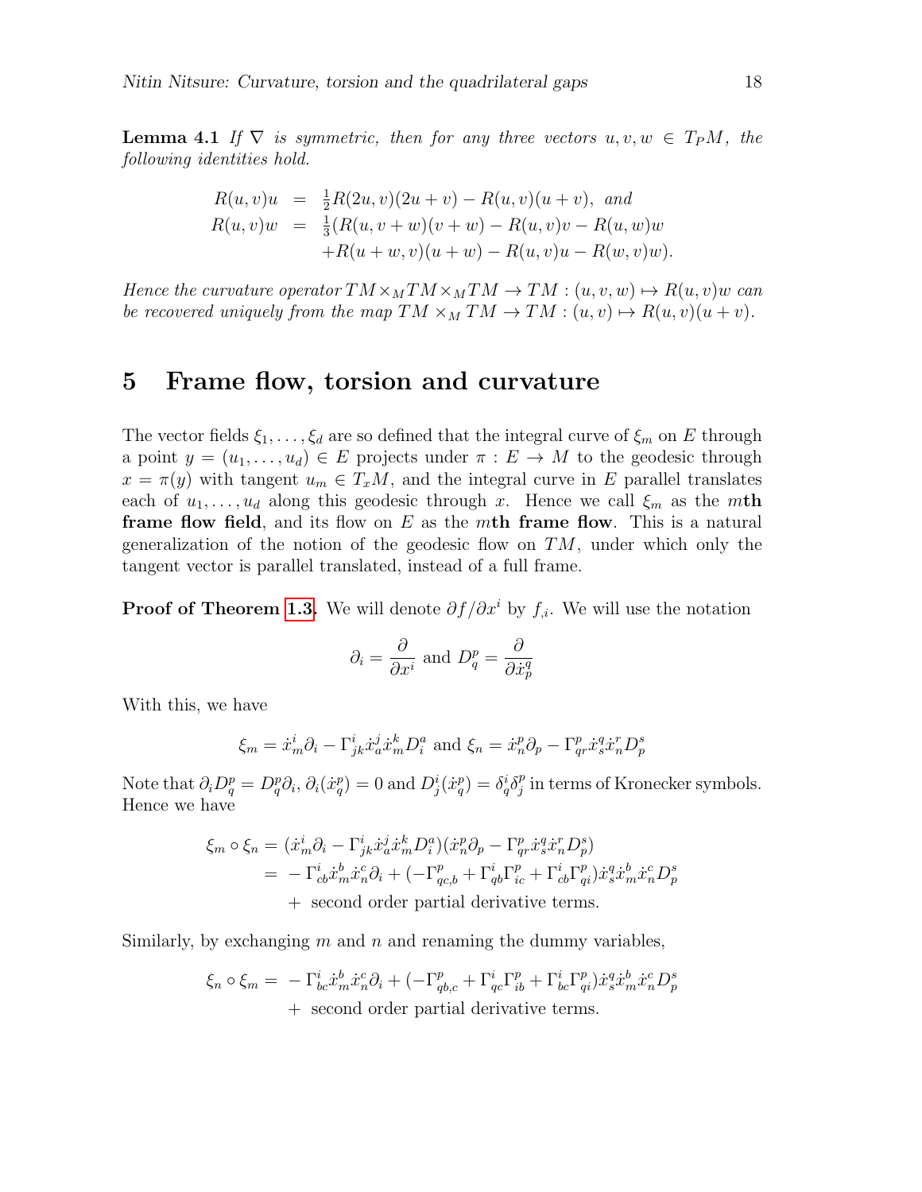**Lemma 4.1** *If $\nabla$ is symmetric, then for any three vectors $u, v, w \in T_P M$, the following identities hold.*

$$
\begin{aligned}
R(u,v)u &= \tfrac{1}{2}R(2u,v)(2u+v) - R(u,v)(u+v), \text{ and} \\
R(u,v)w &= \tfrac{1}{3}(R(u,v+w)(v+w) - R(u,v)v - R(u,w)w \\
&\quad + R(u+w,v)(u+w) - R(u,v)u - R(w,v)w).
\end{aligned}
$$

*Hence the curvature operator $TM \times_M TM \times_M TM \to TM : (u,v,w) \mapsto R(u,v)w$ can be recovered uniquely from the map $TM \times_M TM \to TM : (u,v) \mapsto R(u,v)(u+v)$.*

# 5 Frame flow, torsion and curvature

The vector fields $\xi_1, \ldots, \xi_d$ are so defined that the integral curve of $\xi_m$ on $E$ through a point $y = (u_1, \ldots, u_d) \in E$ projects under $\pi : E \to M$ to the geodesic through $x = \pi(y)$ with tangent $u_m \in T_x M$, and the integral curve in $E$ parallel translates each of $u_1, \ldots, u_d$ along this geodesic through $x$. Hence we call $\xi_m$ as the $m$**th frame flow field**, and its flow on $E$ as the $m$**th frame flow**. This is a natural generalization of the notion of the geodesic flow on $TM$, under which only the tangent vector is parallel translated, instead of a full frame.

**Proof of Theorem 1.3.** We will denote $\partial f/\partial x^i$ by $f_{,i}$. We will use the notation

$$
\partial_i = \frac{\partial}{\partial x^i} \text{ and } D^p_q = \frac{\partial}{\partial \dot{x}^q_p}
$$

With this, we have

$$
\xi_m = \dot{x}^i_m \partial_i - \Gamma^i_{jk}\dot{x}^j_a \dot{x}^k_m D^a_i \text{ and } \xi_n = \dot{x}^p_n \partial_p - \Gamma^p_{qr}\dot{x}^q_s \dot{x}^r_n D^s_p
$$

Note that $\partial_i D^p_q = D^p_q \partial_i$, $\partial_i(\dot{x}^p_q) = 0$ and $D^i_j(\dot{x}^p_q) = \delta^i_q \delta^p_j$ in terms of Kronecker symbols. Hence we have

$$
\begin{aligned}
\xi_m \circ \xi_n &= (\dot{x}^i_m \partial_i - \Gamma^i_{jk}\dot{x}^j_a \dot{x}^k_m D^a_i)(\dot{x}^p_n \partial_p - \Gamma^p_{qr}\dot{x}^q_s \dot{x}^r_n D^s_p) \\
&= -\Gamma^i_{cb}\dot{x}^b_m \dot{x}^c_n \partial_i + (-\Gamma^p_{qc,b} + \Gamma^i_{qb}\Gamma^p_{ic} + \Gamma^i_{cb}\Gamma^p_{qi})\dot{x}^q_s \dot{x}^b_m \dot{x}^c_n D^s_p \\
&\quad + \text{ second order partial derivative terms.}
\end{aligned}
$$

Similarly, by exchanging $m$ and $n$ and renaming the dummy variables,

$$
\begin{aligned}
\xi_n \circ \xi_m = &-\Gamma^i_{bc}\dot{x}^b_m \dot{x}^c_n \partial_i + (-\Gamma^p_{qb,c} + \Gamma^i_{qc}\Gamma^p_{ib} + \Gamma^i_{bc}\Gamma^p_{qi})\dot{x}^q_s \dot{x}^b_m \dot{x}^c_n D^s_p \\
&+ \text{ second order partial derivative terms.}
\end{aligned}
$$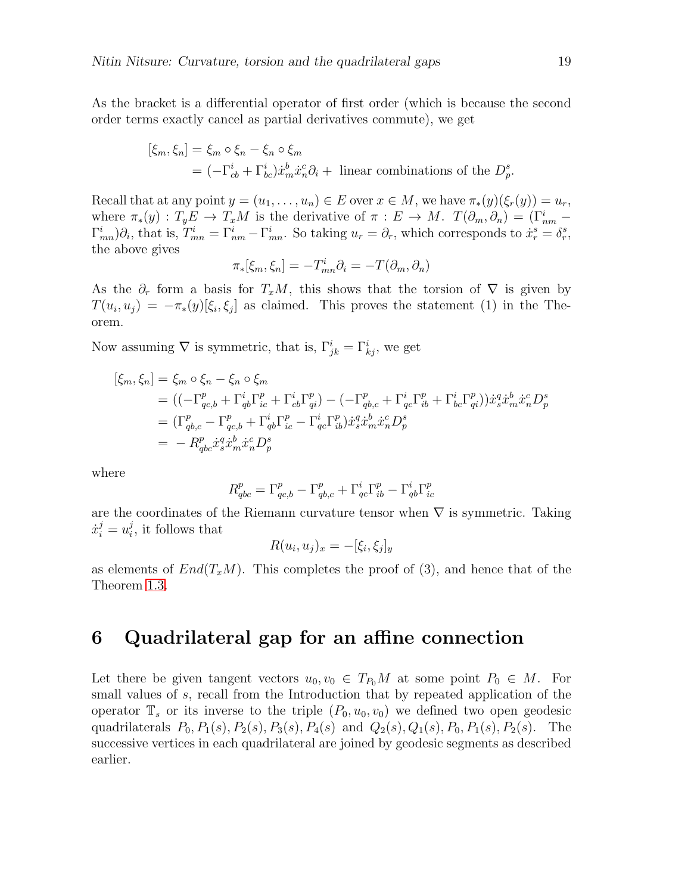As the bracket is a differential operator of first order (which is because the second order terms exactly cancel as partial derivatives commute), we get

$$
\begin{aligned}
[\xi_m, \xi_n] &= \xi_m \circ \xi_n - \xi_n \circ \xi_m \\
&= (-\Gamma^i_{cb} + \Gamma^i_{bc})\dot{x}^b_m \dot{x}^c_n \partial_i + \text{ linear combinations of the } D^s_p.
\end{aligned}
$$

Recall that at any point $y = (u_1, \ldots, u_n) \in E$ over $x \in M$, we have $\pi_*(y)(\xi_r(y)) = u_r$, where $\pi_*(y) : T_y E \to T_x M$ is the derivative of $\pi : E \to M$. $T(\partial_m, \partial_n) = (\Gamma^i_{nm} - \Gamma^i_{mn})\partial_i$, that is, $T^i_{mn} = \Gamma^i_{nm} - \Gamma^i_{mn}$. So taking $u_r = \partial_r$, which corresponds to $\dot{x}^s_r = \delta^s_r$, the above gives

$$\pi_*[\xi_m, \xi_n] = -T^i_{mn}\partial_i = -T(\partial_m, \partial_n)$$

As the $\partial_r$ form a basis for $T_x M$, this shows that the torsion of $\nabla$ is given by $T(u_i, u_j) = -\pi_*(y)[\xi_i, \xi_j]$ as claimed. This proves the statement (1) in the Theorem.

Now assuming $\nabla$ is symmetric, that is, $\Gamma^i_{jk} = \Gamma^i_{kj}$, we get

$$
\begin{aligned}
[\xi_m, \xi_n] &= \xi_m \circ \xi_n - \xi_n \circ \xi_m \\
&= ((-\Gamma^p_{qc,b} + \Gamma^i_{qb}\Gamma^p_{ic} + \Gamma^i_{cb}\Gamma^p_{qi}) - (-\Gamma^p_{qb,c} + \Gamma^i_{qc}\Gamma^p_{ib} + \Gamma^i_{bc}\Gamma^p_{qi}))\dot{x}^q_s \dot{x}^b_m \dot{x}^c_n D^s_p \\
&= (\Gamma^p_{qb,c} - \Gamma^p_{qc,b} + \Gamma^i_{qb}\Gamma^p_{ic} - \Gamma^i_{qc}\Gamma^p_{ib})\dot{x}^q_s \dot{x}^b_m \dot{x}^c_n D^s_p \\
&= -R^p_{qbc}\dot{x}^q_s \dot{x}^b_m \dot{x}^c_n D^s_p
\end{aligned}
$$

where

$$R^p_{qbc} = \Gamma^p_{qc,b} - \Gamma^p_{qb,c} + \Gamma^i_{qc}\Gamma^p_{ib} - \Gamma^i_{qb}\Gamma^p_{ic}$$

are the coordinates of the Riemann curvature tensor when $\nabla$ is symmetric. Taking $\dot{x}^j_i = u^j_i$, it follows that

$$R(u_i, u_j)_x = -[\xi_i, \xi_j]_y$$

as elements of $End(T_x M)$. This completes the proof of (3), and hence that of the Theorem 1.3.

## 6 Quadrilateral gap for an affine connection

Let there be given tangent vectors $u_0, v_0 \in T_{P_0}M$ at some point $P_0 \in M$. For small values of $s$, recall from the Introduction that by repeated application of the operator $\mathbb{T}_s$ or its inverse to the triple $(P_0, u_0, v_0)$ we defined two open geodesic quadrilaterals $P_0, P_1(s), P_2(s), P_3(s), P_4(s)$ and $Q_2(s), Q_1(s), P_0, P_1(s), P_2(s)$. The successive vertices in each quadrilateral are joined by geodesic segments as described earlier.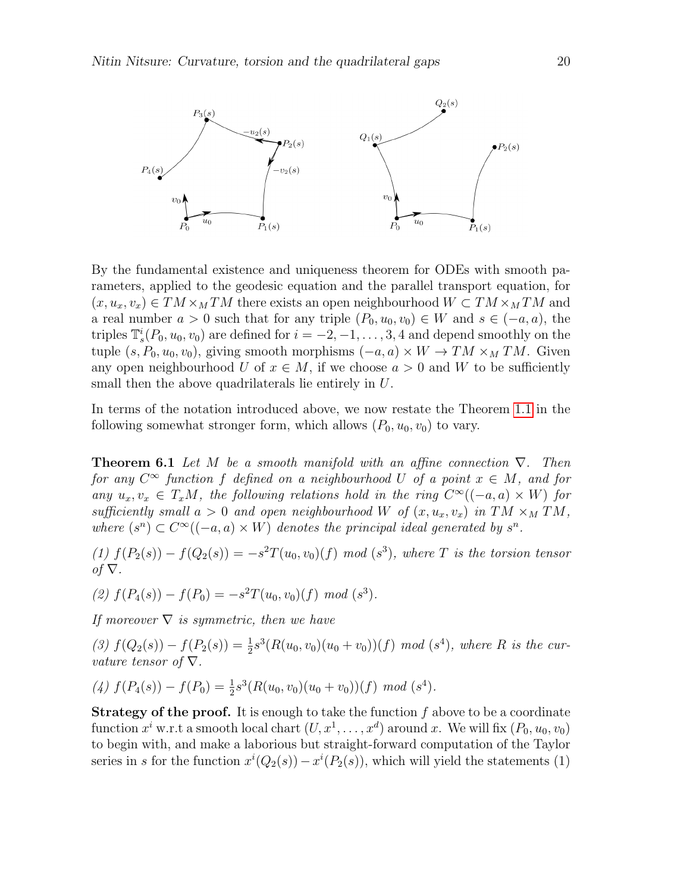By the fundamental existence and uniqueness theorem for ODEs with smooth parameters, applied to the geodesic equation and the parallel transport equation, for $(x, u_x, v_x) \in TM \times_M TM$ there exists an open neighbourhood $W \subset TM \times_M TM$ and a real number $a > 0$ such that for any triple $(P_0, u_0, v_0) \in W$ and $s \in (-a, a)$, the triples $\mathbb{T}^i_s(P_0, u_0, v_0)$ are defined for $i = -2, -1, \ldots, 3, 4$ and depend smoothly on the tuple $(s, P_0, u_0, v_0)$, giving smooth morphisms $(-a, a) \times W \to TM \times_M TM$. Given any open neighbourhood $U$ of $x \in M$, if we choose $a > 0$ and $W$ to be sufficiently small then the above quadrilaterals lie entirely in $U$.

In terms of the notation introduced above, we now restate the Theorem 1.1 in the following somewhat stronger form, which allows $(P_0, u_0, v_0)$ to vary.

**Theorem 6.1** *Let $M$ be a smooth manifold with an affine connection $\nabla$. Then for any $C^\infty$ function $f$ defined on a neighbourhood $U$ of a point $x \in M$, and for any $u_x, v_x \in T_xM$, the following relations hold in the ring $C^\infty((-a, a) \times W)$ for sufficiently small $a > 0$ and open neighbourhood $W$ of $(x, u_x, v_x)$ in $TM \times_M TM$, where $(s^n) \subset C^\infty((-a, a) \times W)$ denotes the principal ideal generated by $s^n$.*

*(1) $f(P_2(s)) - f(Q_2(s)) = -s^2 T(u_0, v_0)(f)$ mod $(s^3)$, where $T$ is the torsion tensor of $\nabla$.*

*(2) $f(P_4(s)) - f(P_0) = -s^2 T(u_0, v_0)(f)$ mod $(s^3)$.*

*If moreover $\nabla$ is symmetric, then we have*

*(3) $f(Q_2(s)) - f(P_2(s)) = \frac{1}{2}s^3(R(u_0, v_0)(u_0 + v_0))(f)$ mod $(s^4)$, where $R$ is the curvature tensor of $\nabla$.*

*(4) $f(P_4(s)) - f(P_0) = \frac{1}{2}s^3(R(u_0, v_0)(u_0 + v_0))(f)$ mod $(s^4)$.*

**Strategy of the proof.** It is enough to take the function $f$ above to be a coordinate function $x^i$ w.r.t a smooth local chart $(U, x^1, \ldots, x^d)$ around $x$. We will fix $(P_0, u_0, v_0)$ to begin with, and make a laborious but straight-forward computation of the Taylor series in $s$ for the function $x^i(Q_2(s)) - x^i(P_2(s))$, which will yield the statements (1)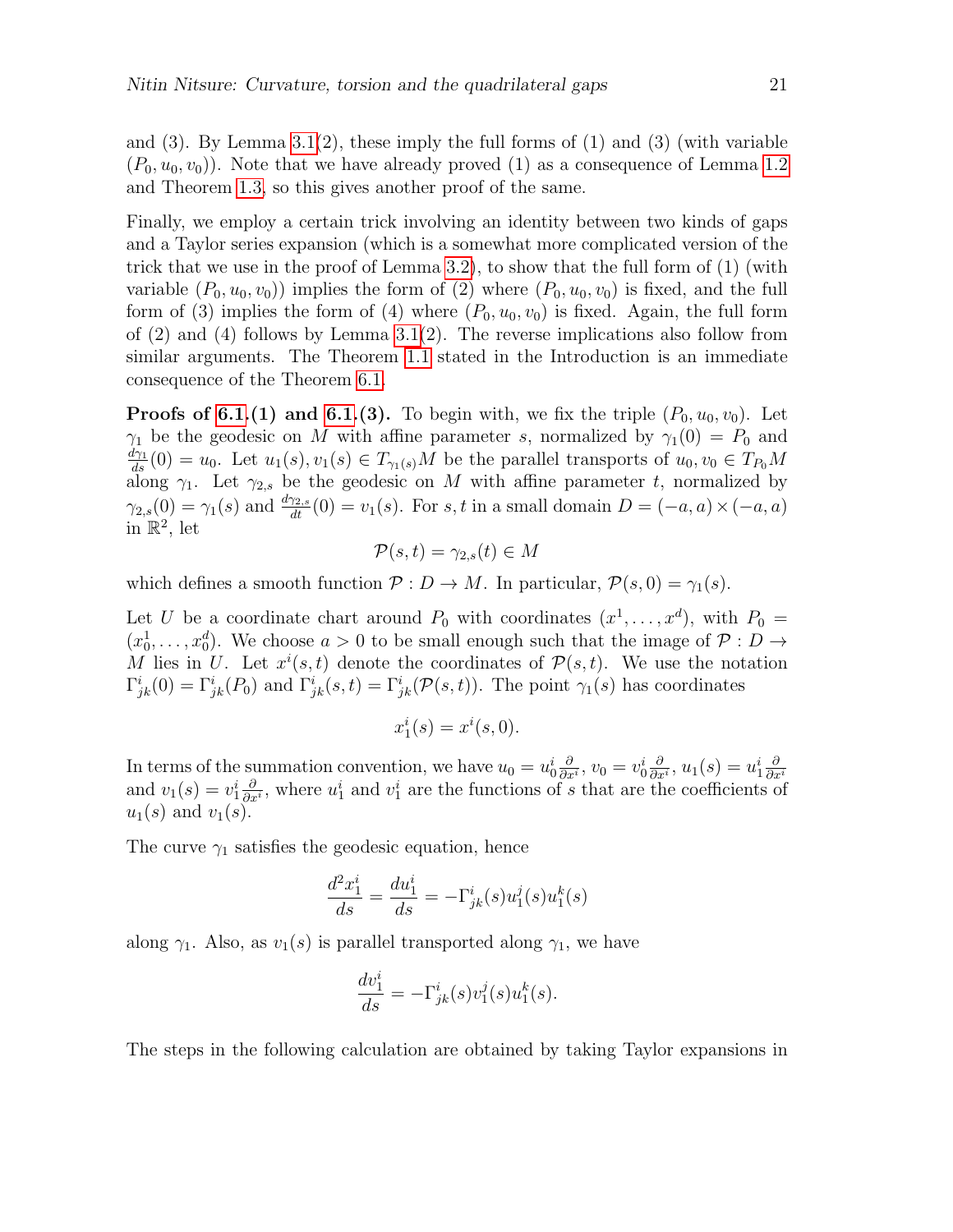and (3). By Lemma 3.1(2), these imply the full forms of (1) and (3) (with variable $(P_0, u_0, v_0)$). Note that we have already proved (1) as a consequence of Lemma 1.2 and Theorem 1.3, so this gives another proof of the same.

Finally, we employ a certain trick involving an identity between two kinds of gaps and a Taylor series expansion (which is a somewhat more complicated version of the trick that we use in the proof of Lemma 3.2), to show that the full form of (1) (with variable $(P_0, u_0, v_0)$) implies the form of (2) where $(P_0, u_0, v_0)$ is fixed, and the full form of (3) implies the form of (4) where $(P_0, u_0, v_0)$ is fixed. Again, the full form of (2) and (4) follows by Lemma 3.1(2). The reverse implications also follow from similar arguments. The Theorem 1.1 stated in the Introduction is an immediate consequence of the Theorem 6.1.

**Proofs of 6.1.(1) and 6.1.(3).** To begin with, we fix the triple $(P_0, u_0, v_0)$. Let $\gamma_1$ be the geodesic on $M$ with affine parameter $s$, normalized by $\gamma_1(0) = P_0$ and $\frac{d\gamma_1}{ds}(0) = u_0$. Let $u_1(s), v_1(s) \in T_{\gamma_1(s)}M$ be the parallel transports of $u_0, v_0 \in T_{P_0}M$ along $\gamma_1$. Let $\gamma_{2,s}$ be the geodesic on $M$ with affine parameter $t$, normalized by $\gamma_{2,s}(0) = \gamma_1(s)$ and $\frac{d\gamma_{2,s}}{dt}(0) = v_1(s)$. For $s, t$ in a small domain $D = (-a, a) \times (-a, a)$ in $\mathbb{R}^2$, let

$$\mathcal{P}(s,t) = \gamma_{2,s}(t) \in M$$

which defines a smooth function $\mathcal{P} : D \to M$. In particular, $\mathcal{P}(s, 0) = \gamma_1(s)$.

Let $U$ be a coordinate chart around $P_0$ with coordinates $(x^1, \ldots, x^d)$, with $P_0 = (x^1_0, \ldots, x^d_0)$. We choose $a > 0$ to be small enough such that the image of $\mathcal{P} : D \to M$ lies in $U$. Let $x^i(s,t)$ denote the coordinates of $\mathcal{P}(s,t)$. We use the notation $\Gamma^i_{jk}(0) = \Gamma^i_{jk}(P_0)$ and $\Gamma^i_{jk}(s,t) = \Gamma^i_{jk}(\mathcal{P}(s,t))$. The point $\gamma_1(s)$ has coordinates

$$x^i_1(s) = x^i(s, 0).$$

In terms of the summation convention, we have $u_0 = u^i_0 \frac{\partial}{\partial x^i}$, $v_0 = v^i_0 \frac{\partial}{\partial x^i}$, $u_1(s) = u^i_1 \frac{\partial}{\partial x^i}$ and $v_1(s) = v^i_1 \frac{\partial}{\partial x^i}$, where $u^i_1$ and $v^i_1$ are the functions of $s$ that are the coefficients of $u_1(s)$ and $v_1(s)$.

The curve $\gamma_1$ satisfies the geodesic equation, hence

$$\frac{d^2 x^i_1}{ds} = \frac{du^i_1}{ds} = -\Gamma^i_{jk}(s) u^j_1(s) u^k_1(s)$$

along $\gamma_1$. Also, as $v_1(s)$ is parallel transported along $\gamma_1$, we have

$$\frac{dv^i_1}{ds} = -\Gamma^i_{jk}(s) v^j_1(s) u^k_1(s).$$

The steps in the following calculation are obtained by taking Taylor expansions in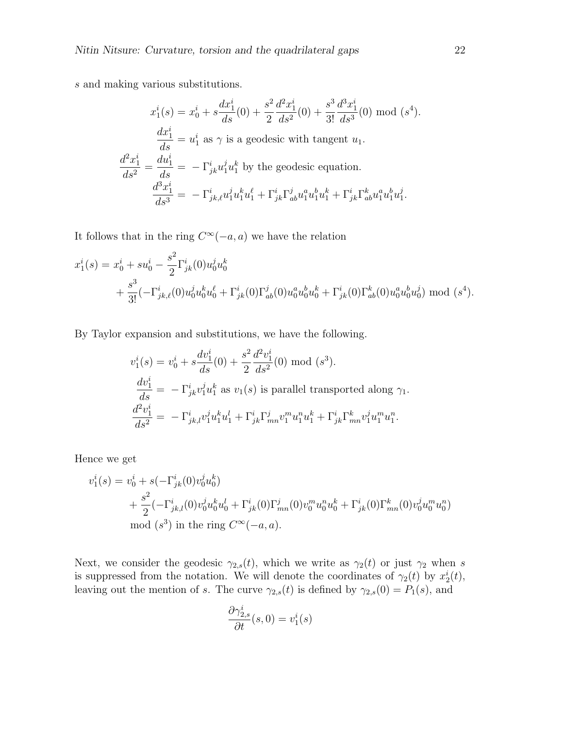$s$ and making various substitutions.

$$
\begin{aligned}
x_1^i(s) &= x_0^i + s\frac{dx_1^i}{ds}(0) + \frac{s^2}{2}\frac{d^2x_1^i}{ds^2}(0) + \frac{s^3}{3!}\frac{d^3x_1^i}{ds^3}(0) \bmod (s^4).\\
\frac{dx_1^i}{ds} &= u_1^i \text{ as } \gamma \text{ is a geodesic with tangent } u_1.\\
\frac{d^2x_1^i}{ds^2} = \frac{du_1^i}{ds} &= -\Gamma^i_{jk}u_1^j u_1^k \text{ by the geodesic equation.}\\
\frac{d^3x_1^i}{ds^3} &= -\Gamma^i_{jk,\ell}u_1^j u_1^k u_1^\ell + \Gamma^i_{jk}\Gamma^j_{ab}u_1^a u_1^b u_1^k + \Gamma^i_{jk}\Gamma^k_{ab}u_1^a u_1^b u_1^j.
\end{aligned}
$$

It follows that in the ring $C^\infty(-a,a)$ we have the relation

$$
\begin{aligned}
x_1^i(s) &= x_0^i + su_0^i - \frac{s^2}{2}\Gamma^i_{jk}(0)u_0^j u_0^k\\
&\quad + \frac{s^3}{3!}(-\Gamma^i_{jk,\ell}(0)u_0^j u_0^k u_0^\ell + \Gamma^i_{jk}(0)\Gamma^j_{ab}(0)u_0^a u_0^b u_0^k + \Gamma^i_{jk}(0)\Gamma^k_{ab}(0)u_0^a u_0^b u_0^j) \bmod (s^4).
\end{aligned}
$$

By Taylor expansion and substitutions, we have the following.

$$
\begin{aligned}
v_1^i(s) &= v_0^i + s\frac{dv_1^i}{ds}(0) + \frac{s^2}{2}\frac{d^2v_1^i}{ds^2}(0) \bmod (s^3).\\
\frac{dv_1^i}{ds} &= -\Gamma^i_{jk}v_1^j u_1^k \text{ as } v_1(s) \text{ is parallel transported along } \gamma_1.\\
\frac{d^2v_1^i}{ds^2} &= -\Gamma^i_{jk,l}v_1^j u_1^k u_1^l + \Gamma^i_{jk}\Gamma^j_{mn}v_1^m u_1^n u_1^k + \Gamma^i_{jk}\Gamma^k_{mn}v_1^j u_1^m u_1^n.
\end{aligned}
$$

Hence we get

$$
\begin{aligned}
v_1^i(s) &= v_0^i + s(-\Gamma^i_{jk}(0)v_0^j u_0^k)\\
&\quad + \frac{s^2}{2}(-\Gamma^i_{jk,l}(0)v_0^j u_0^k u_0^l + \Gamma^i_{jk}(0)\Gamma^j_{mn}(0)v_0^m u_0^n u_0^k + \Gamma^i_{jk}(0)\Gamma^k_{mn}(0)v_0^j u_0^m u_0^n)\\
&\quad \bmod (s^3) \text{ in the ring } C^\infty(-a,a).
\end{aligned}
$$

Next, we consider the geodesic $\gamma_{2,s}(t)$, which we write as $\gamma_2(t)$ or just $\gamma_2$ when $s$ is suppressed from the notation. We will denote the coordinates of $\gamma_2(t)$ by $x_2^i(t)$, leaving out the mention of $s$. The curve $\gamma_{2,s}(t)$ is defined by $\gamma_{2,s}(0) = P_1(s)$, and

$$
\frac{\partial \gamma_{2,s}^i}{\partial t}(s,0) = v_1^i(s)
$$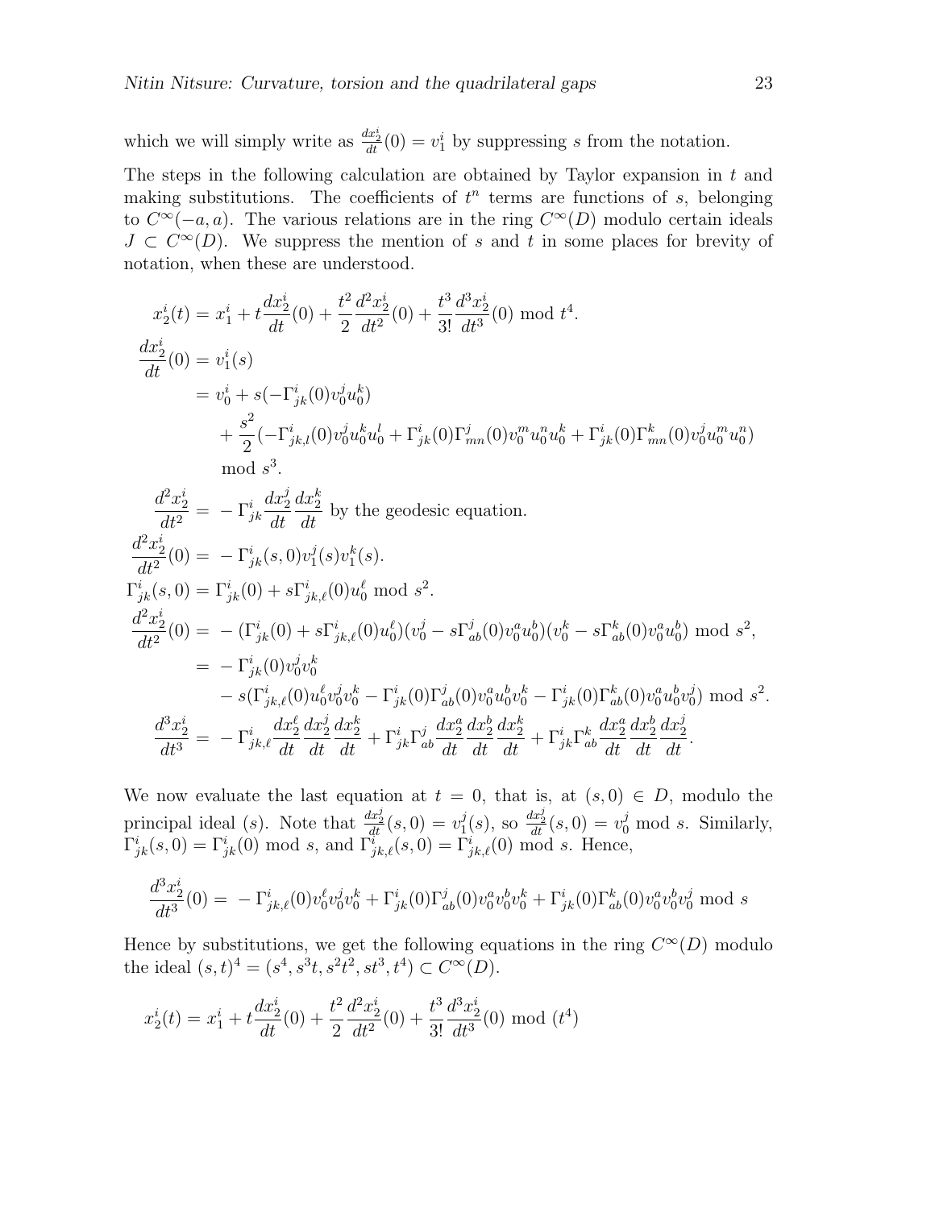which we will simply write as $\frac{dx_2^i}{dt}(0) = v_1^i$ by suppressing $s$ from the notation.

The steps in the following calculation are obtained by Taylor expansion in $t$ and making substitutions. The coefficients of $t^n$ terms are functions of $s$, belonging to $C^\infty(-a,a)$. The various relations are in the ring $C^\infty(D)$ modulo certain ideals $J \subset C^\infty(D)$. We suppress the mention of $s$ and $t$ in some places for brevity of notation, when these are understood.

$$
\begin{aligned}
x_2^i(t) &= x_1^i + t\frac{dx_2^i}{dt}(0) + \frac{t^2}{2}\frac{d^2x_2^i}{dt^2}(0) + \frac{t^3}{3!}\frac{d^3x_2^i}{dt^3}(0) \bmod t^4. \\
\frac{dx_2^i}{dt}(0) &= v_1^i(s) \\
&= v_0^i + s(-\Gamma^i_{jk}(0)v_0^j u_0^k) \\
&\quad + \frac{s^2}{2}(-\Gamma^i_{jk,l}(0)v_0^j u_0^k u_0^l + \Gamma^i_{jk}(0)\Gamma^j_{mn}(0)v_0^m u_0^n u_0^k + \Gamma^i_{jk}(0)\Gamma^k_{mn}(0)v_0^j u_0^m u_0^n) \\
&\quad \bmod s^3. \\
\frac{d^2x_2^i}{dt^2} &= -\Gamma^i_{jk}\frac{dx_2^j}{dt}\frac{dx_2^k}{dt} \text{ by the geodesic equation.} \\
\frac{d^2x_2^i}{dt^2}(0) &= -\Gamma^i_{jk}(s,0)v_1^j(s)v_1^k(s). \\
\Gamma^i_{jk}(s,0) &= \Gamma^i_{jk}(0) + s\Gamma^i_{jk,\ell}(0)u_0^\ell \bmod s^2. \\
\frac{d^2x_2^i}{dt^2}(0) &= -(\Gamma^i_{jk}(0) + s\Gamma^i_{jk,\ell}(0)u_0^\ell)(v_0^j - s\Gamma^j_{ab}(0)v_0^a u_0^b)(v_0^k - s\Gamma^k_{ab}(0)v_0^a u_0^b) \bmod s^2, \\
&= -\Gamma^i_{jk}(0)v_0^j v_0^k \\
&\quad - s(\Gamma^i_{jk,\ell}(0)u_0^\ell v_0^j v_0^k - \Gamma^i_{jk}(0)\Gamma^j_{ab}(0)v_0^a u_0^b v_0^k - \Gamma^i_{jk}(0)\Gamma^k_{ab}(0)v_0^a u_0^b v_0^j) \bmod s^2. \\
\frac{d^3x_2^i}{dt^3} &= -\Gamma^i_{jk,\ell}\frac{dx_2^\ell}{dt}\frac{dx_2^j}{dt}\frac{dx_2^k}{dt} + \Gamma^i_{jk}\Gamma^j_{ab}\frac{dx_2^a}{dt}\frac{dx_2^b}{dt}\frac{dx_2^k}{dt} + \Gamma^i_{jk}\Gamma^k_{ab}\frac{dx_2^a}{dt}\frac{dx_2^b}{dt}\frac{dx_2^j}{dt}.
\end{aligned}
$$

We now evaluate the last equation at $t = 0$, that is, at $(s,0) \in D$, modulo the principal ideal $(s)$. Note that $\frac{dx_2^j}{dt}(s,0) = v_1^j(s)$, so $\frac{dx_2^j}{dt}(s,0) = v_0^j \bmod s$. Similarly, $\Gamma^i_{jk}(s,0) = \Gamma^i_{jk}(0) \bmod s$, and $\Gamma^i_{jk,\ell}(s,0) = \Gamma^i_{jk,\ell}(0) \bmod s$. Hence,

$$
\frac{d^3x_2^i}{dt^3}(0) = -\Gamma^i_{jk,\ell}(0)v_0^\ell v_0^j v_0^k + \Gamma^i_{jk}(0)\Gamma^j_{ab}(0)v_0^a v_0^b v_0^k + \Gamma^i_{jk}(0)\Gamma^k_{ab}(0)v_0^a v_0^b v_0^j \bmod s
$$

Hence by substitutions, we get the following equations in the ring $C^\infty(D)$ modulo the ideal $(s,t)^4 = (s^4, s^3t, s^2t^2, st^3, t^4) \subset C^\infty(D)$.

$$
x_2^i(t) = x_1^i + t\frac{dx_2^i}{dt}(0) + \frac{t^2}{2}\frac{d^2x_2^i}{dt^2}(0) + \frac{t^3}{3!}\frac{d^3x_2^i}{dt^3}(0) \bmod (t^4)
$$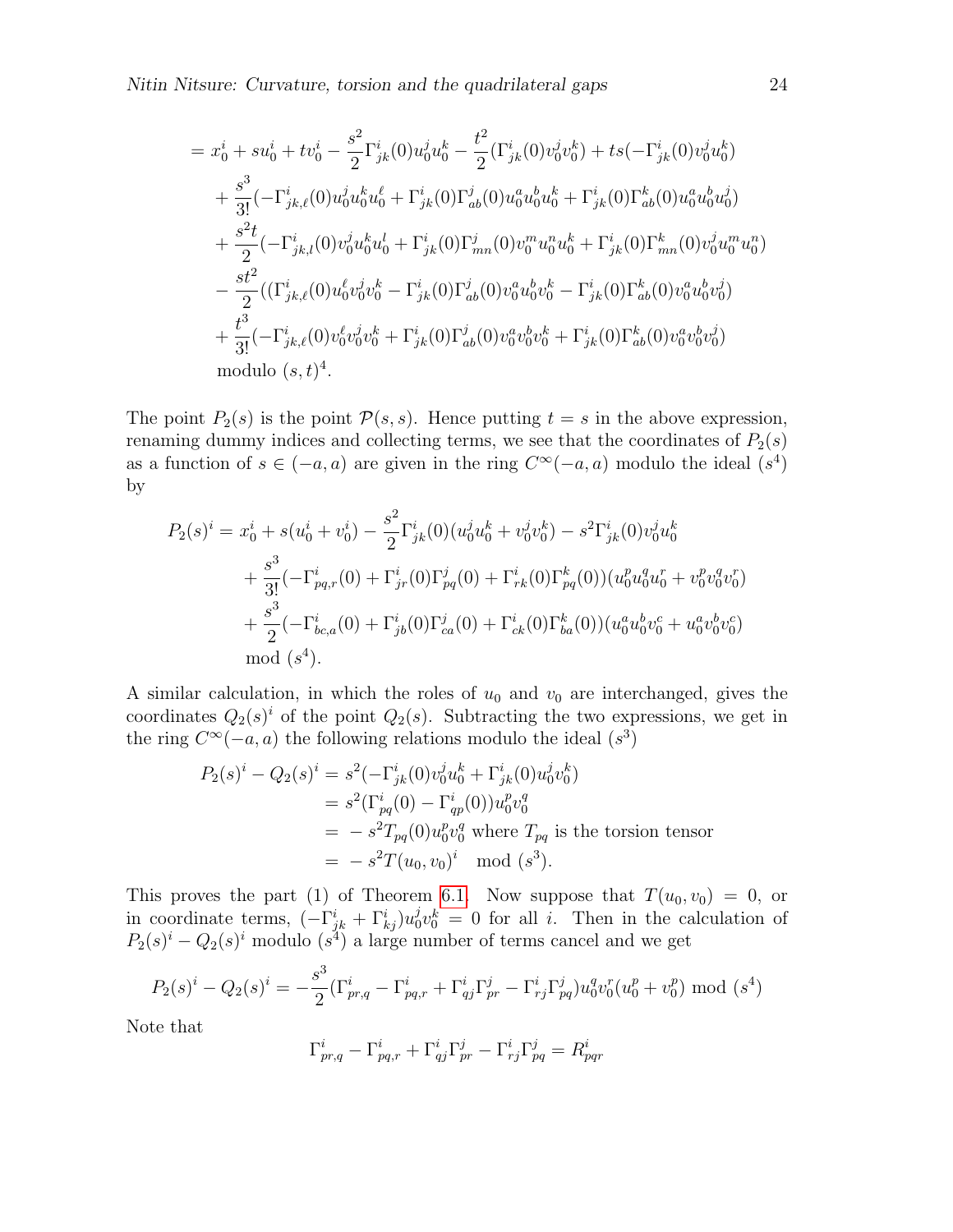$$
\begin{aligned}
= {} & x_0^i + su_0^i + tv_0^i - \frac{s^2}{2}\Gamma^i_{jk}(0)u_0^j u_0^k - \frac{t^2}{2}(\Gamma^i_{jk}(0)v_0^j v_0^k) + ts(-\Gamma^i_{jk}(0)v_0^j u_0^k) \\
& + \frac{s^3}{3!}(-\Gamma^i_{jk,\ell}(0)u_0^j u_0^k u_0^\ell + \Gamma^i_{jk}(0)\Gamma^j_{ab}(0)u_0^a u_0^b u_0^k + \Gamma^i_{jk}(0)\Gamma^k_{ab}(0)u_0^a u_0^b u_0^j) \\
& + \frac{s^2 t}{2}(-\Gamma^i_{jk,l}(0)v_0^j u_0^k u_0^l + \Gamma^i_{jk}(0)\Gamma^j_{mn}(0)v_0^m u_0^n u_0^k + \Gamma^i_{jk}(0)\Gamma^k_{mn}(0)v_0^j u_0^m u_0^n) \\
& - \frac{st^2}{2}((\Gamma^i_{jk,\ell}(0)u_0^\ell v_0^j v_0^k - \Gamma^i_{jk}(0)\Gamma^j_{ab}(0)v_0^a u_0^b v_0^k - \Gamma^i_{jk}(0)\Gamma^k_{ab}(0)v_0^a u_0^b v_0^j) \\
& + \frac{t^3}{3!}(-\Gamma^i_{jk,\ell}(0)v_0^\ell v_0^j v_0^k + \Gamma^i_{jk}(0)\Gamma^j_{ab}(0)v_0^a v_0^b v_0^k + \Gamma^i_{jk}(0)\Gamma^k_{ab}(0)v_0^a v_0^b v_0^j) \\
& \text{modulo } (s,t)^4.
\end{aligned}
$$

The point $P_2(s)$ is the point $\mathcal{P}(s,s)$. Hence putting $t = s$ in the above expression, renaming dummy indices and collecting terms, we see that the coordinates of $P_2(s)$ as a function of $s \in (-a,a)$ are given in the ring $C^\infty(-a,a)$ modulo the ideal $(s^4)$ by

$$
\begin{aligned}
P_2(s)^i = {} & x_0^i + s(u_0^i + v_0^i) - \frac{s^2}{2}\Gamma^i_{jk}(0)(u_0^j u_0^k + v_0^j v_0^k) - s^2\Gamma^i_{jk}(0)v_0^j u_0^k \\
& + \frac{s^3}{3!}(-\Gamma^i_{pq,r}(0) + \Gamma^i_{jr}(0)\Gamma^j_{pq}(0) + \Gamma^i_{rk}(0)\Gamma^k_{pq}(0))(u_0^p u_0^q u_0^r + v_0^p v_0^q v_0^r) \\
& + \frac{s^3}{2}(-\Gamma^i_{bc,a}(0) + \Gamma^i_{jb}(0)\Gamma^j_{ca}(0) + \Gamma^i_{ck}(0)\Gamma^k_{ba}(0))(u_0^a u_0^b v_0^c + u_0^a v_0^b v_0^c) \\
& \bmod (s^4).
\end{aligned}
$$

A similar calculation, in which the roles of $u_0$ and $v_0$ are interchanged, gives the coordinates $Q_2(s)^i$ of the point $Q_2(s)$. Subtracting the two expressions, we get in the ring $C^\infty(-a,a)$ the following relations modulo the ideal $(s^3)$

$$
\begin{aligned}
P_2(s)^i - Q_2(s)^i &= s^2(-\Gamma^i_{jk}(0)v_0^j u_0^k + \Gamma^i_{jk}(0)u_0^j v_0^k) \\
&= s^2(\Gamma^i_{pq}(0) - \Gamma^i_{qp}(0))u_0^p v_0^q \\
&= -s^2 T_{pq}(0)u_0^p v_0^q \text{ where } T_{pq} \text{ is the torsion tensor} \\
&= -s^2 T(u_0,v_0)^i \quad \bmod (s^3).
\end{aligned}
$$

This proves the part (1) of Theorem 6.1. Now suppose that $T(u_0,v_0) = 0$, or in coordinate terms, $(-\Gamma^i_{jk} + \Gamma^i_{kj})u_0^j v_0^k = 0$ for all $i$. Then in the calculation of $P_2(s)^i - Q_2(s)^i$ modulo $(s^4)$ a large number of terms cancel and we get

$$
P_2(s)^i - Q_2(s)^i = -\frac{s^3}{2}(\Gamma^i_{pr,q} - \Gamma^i_{pq,r} + \Gamma^i_{qj}\Gamma^j_{pr} - \Gamma^i_{rj}\Gamma^j_{pq})u_0^q v_0^r (u_0^p + v_0^p) \bmod (s^4)
$$

Note that

$$
\Gamma^i_{pr,q} - \Gamma^i_{pq,r} + \Gamma^i_{qj}\Gamma^j_{pr} - \Gamma^i_{rj}\Gamma^j_{pq} = R^i_{pqr}
$$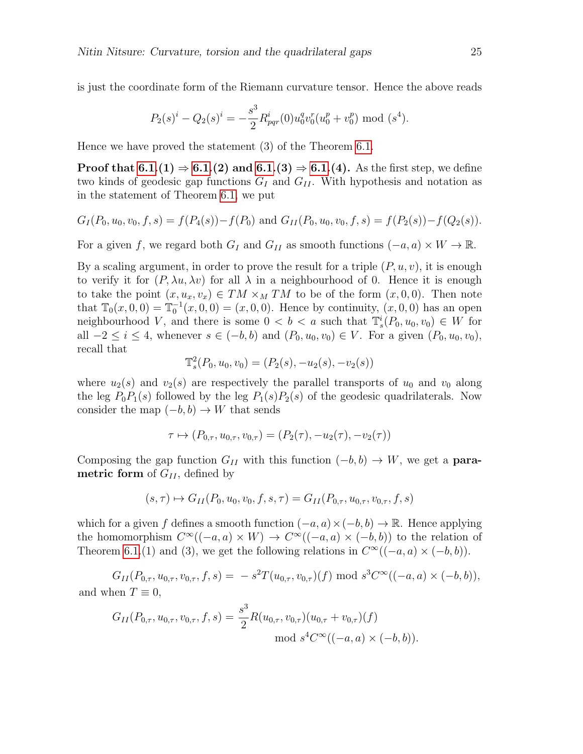is just the coordinate form of the Riemann curvature tensor. Hence the above reads

$$P_2(s)^i - Q_2(s)^i = -\frac{s^3}{2} R^i_{pqr}(0) u_0^q v_0^r (u_0^p + v_0^p) \bmod (s^4).$$

Hence we have proved the statement (3) of the Theorem 6.1.

**Proof that 6.1.(1) ⇒ 6.1.(2) and 6.1.(3) ⇒ 6.1.(4).** As the first step, we define two kinds of geodesic gap functions $G_I$ and $G_{II}$. With hypothesis and notation as in the statement of Theorem 6.1, we put

$$G_I(P_0, u_0, v_0, f, s) = f(P_4(s)) - f(P_0) \text{ and } G_{II}(P_0, u_0, v_0, f, s) = f(P_2(s)) - f(Q_2(s)).$$

For a given $f$, we regard both $G_I$ and $G_{II}$ as smooth functions $(-a, a) \times W \to \mathbb{R}$.

By a scaling argument, in order to prove the result for a triple $(P, u, v)$, it is enough to verify it for $(P, \lambda u, \lambda v)$ for all $\lambda$ in a neighbourhood of 0. Hence it is enough to take the point $(x, u_x, v_x) \in TM \times_M TM$ to be of the form $(x, 0, 0)$. Then note that $\mathbb{T}_0(x, 0, 0) = \mathbb{T}_0^{-1}(x, 0, 0) = (x, 0, 0)$. Hence by continuity, $(x, 0, 0)$ has an open neighbourhood $V$, and there is some $0 < b < a$ such that $\mathbb{T}_s^i(P_0, u_0, v_0) \in W$ for all $-2 \leq i \leq 4$, whenever $s \in (-b, b)$ and $(P_0, u_0, v_0) \in V$. For a given $(P_0, u_0, v_0)$, recall that

$$\mathbb{T}_s^2(P_0, u_0, v_0) = (P_2(s), -u_2(s), -v_2(s))$$

where $u_2(s)$ and $v_2(s)$ are respectively the parallel transports of $u_0$ and $v_0$ along the leg $P_0 P_1(s)$ followed by the leg $P_1(s) P_2(s)$ of the geodesic quadrilaterals. Now consider the map $(-b, b) \to W$ that sends

$$\tau \mapsto (P_{0,\tau}, u_{0,\tau}, v_{0,\tau}) = (P_2(\tau), -u_2(\tau), -v_2(\tau))$$

Composing the gap function $G_{II}$ with this function $(-b, b) \to W$, we get a **parametric form** of $G_{II}$, defined by

$$(s, \tau) \mapsto G_{II}(P_0, u_0, v_0, f, s, \tau) = G_{II}(P_{0,\tau}, u_{0,\tau}, v_{0,\tau}, f, s)$$

which for a given $f$ defines a smooth function $(-a, a) \times (-b, b) \to \mathbb{R}$. Hence applying the homomorphism $C^\infty((-a, a) \times W) \to C^\infty((-a, a) \times (-b, b))$ to the relation of Theorem 6.1.(1) and (3), we get the following relations in $C^\infty((-a, a) \times (-b, b))$.

$$G_{II}(P_{0,\tau}, u_{0,\tau}, v_{0,\tau}, f, s) = -s^2 T(u_{0,\tau}, v_{0,\tau})(f) \bmod s^3 C^\infty((-a, a) \times (-b, b)),$$

and when $T \equiv 0$,

$$G_{II}(P_{0,\tau}, u_{0,\tau}, v_{0,\tau}, f, s) = \frac{s^3}{2} R(u_{0,\tau}, v_{0,\tau})(u_{0,\tau} + v_{0,\tau})(f) \bmod s^4 C^\infty((-a, a) \times (-b, b)).$$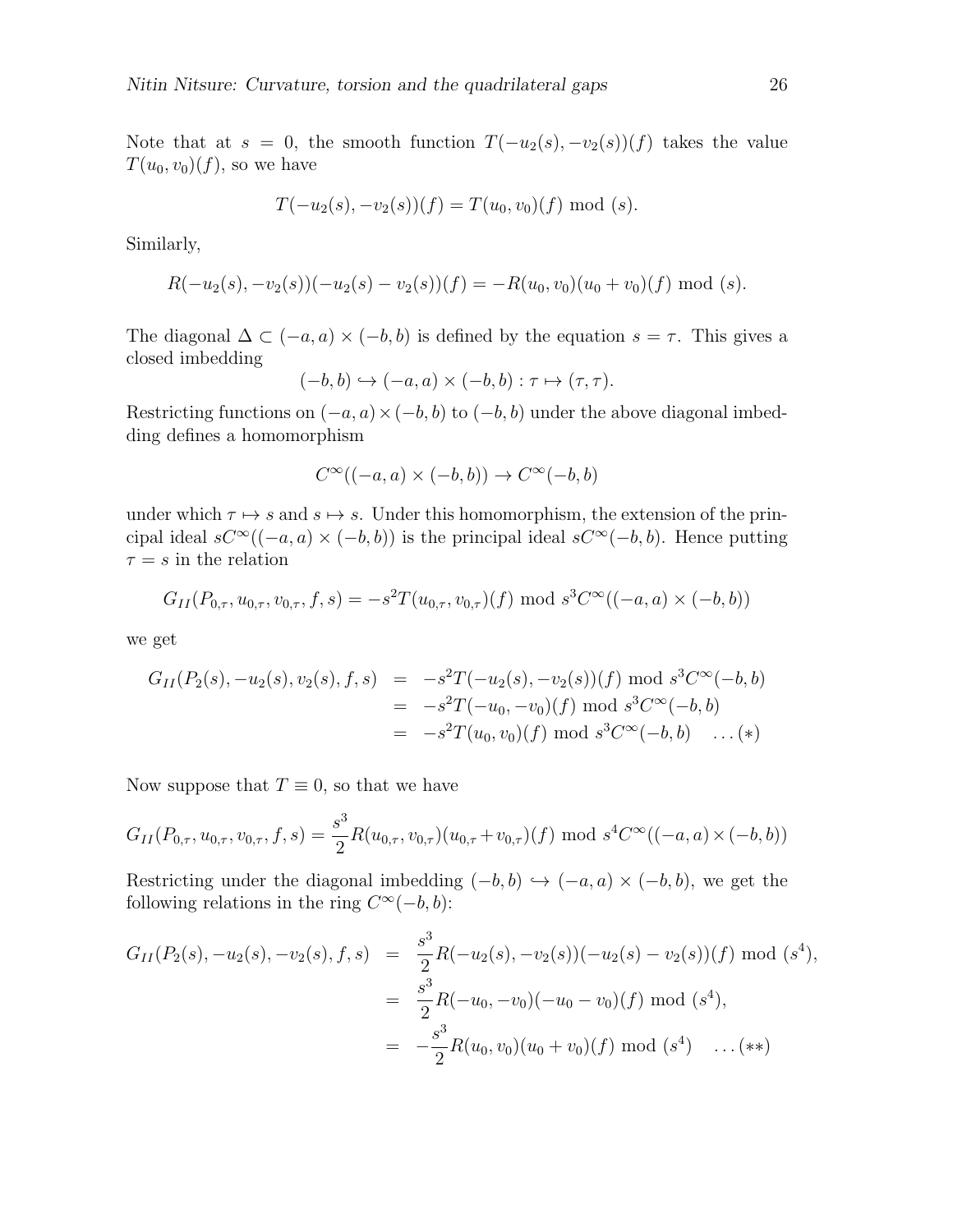Note that at $s = 0$, the smooth function $T(-u_2(s), -v_2(s))(f)$ takes the value $T(u_0, v_0)(f)$, so we have

$$T(-u_2(s), -v_2(s))(f) = T(u_0, v_0)(f) \bmod (s).$$

Similarly,

$$R(-u_2(s), -v_2(s))(-u_2(s) - v_2(s))(f) = -R(u_0, v_0)(u_0 + v_0)(f) \bmod (s).$$

The diagonal $\Delta \subset (-a, a) \times (-b, b)$ is defined by the equation $s = \tau$. This gives a closed imbedding

$$(-b, b) \hookrightarrow (-a, a) \times (-b, b) : \tau \mapsto (\tau, \tau).$$

Restricting functions on $(-a, a) \times (-b, b)$ to $(-b, b)$ under the above diagonal imbedding defines a homomorphism

$$C^\infty((-a, a) \times (-b, b)) \to C^\infty(-b, b)$$

under which $\tau \mapsto s$ and $s \mapsto s$. Under this homomorphism, the extension of the principal ideal $sC^\infty((-a, a) \times (-b, b))$ is the principal ideal $sC^\infty(-b, b)$. Hence putting $\tau = s$ in the relation

$$G_{II}(P_{0,\tau}, u_{0,\tau}, v_{0,\tau}, f, s) = -s^2 T(u_{0,\tau}, v_{0,\tau})(f) \bmod s^3 C^\infty((-a, a) \times (-b, b))$$

we get

$$\begin{aligned}
G_{II}(P_2(s), -u_2(s), v_2(s), f, s) &= -s^2 T(-u_2(s), -v_2(s))(f) \bmod s^3 C^\infty(-b, b) \\
&= -s^2 T(-u_0, -v_0)(f) \bmod s^3 C^\infty(-b, b) \\
&= -s^2 T(u_0, v_0)(f) \bmod s^3 C^\infty(-b, b) \quad \ldots (*)
\end{aligned}$$

Now suppose that $T \equiv 0$, so that we have

$$G_{II}(P_{0,\tau}, u_{0,\tau}, v_{0,\tau}, f, s) = \frac{s^3}{2} R(u_{0,\tau}, v_{0,\tau})(u_{0,\tau} + v_{0,\tau})(f) \bmod s^4 C^\infty((-a, a) \times (-b, b))$$

Restricting under the diagonal imbedding $(-b, b) \hookrightarrow (-a, a) \times (-b, b)$, we get the following relations in the ring $C^\infty(-b, b)$:

$$\begin{aligned}
G_{II}(P_2(s), -u_2(s), -v_2(s), f, s) &= \frac{s^3}{2} R(-u_2(s), -v_2(s))(-u_2(s) - v_2(s))(f) \bmod (s^4), \\
&= \frac{s^3}{2} R(-u_0, -v_0)(-u_0 - v_0)(f) \bmod (s^4), \\
&= -\frac{s^3}{2} R(u_0, v_0)(u_0 + v_0)(f) \bmod (s^4) \quad \ldots (**)
\end{aligned}$$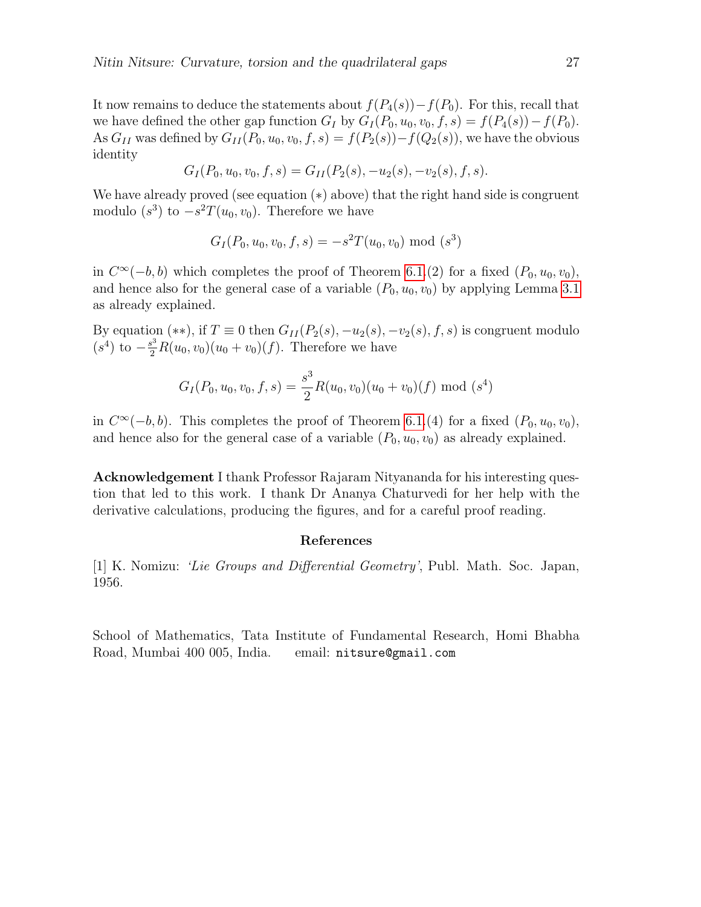It now remains to deduce the statements about $f(P_4(s))-f(P_0)$. For this, recall that we have defined the other gap function $G_I$ by $G_I(P_0,u_0,v_0,f,s)=f(P_4(s))-f(P_0)$. As $G_{II}$ was defined by $G_{II}(P_0,u_0,v_0,f,s)=f(P_2(s))-f(Q_2(s))$, we have the obvious identity

$$G_I(P_0,u_0,v_0,f,s)=G_{II}(P_2(s),-u_2(s),-v_2(s),f,s).$$

We have already proved (see equation $(*)$ above) that the right hand side is congruent modulo $(s^3)$ to $-s^2T(u_0,v_0)$. Therefore we have

$$G_I(P_0,u_0,v_0,f,s)=-s^2T(u_0,v_0) \bmod (s^3)$$

in $C^\infty(-b,b)$ which completes the proof of Theorem 6.1.(2) for a fixed $(P_0,u_0,v_0)$, and hence also for the general case of a variable $(P_0,u_0,v_0)$ by applying Lemma 3.1 as already explained.

By equation $(**)$, if $T\equiv 0$ then $G_{II}(P_2(s),-u_2(s),-v_2(s),f,s)$ is congruent modulo $(s^4)$ to $-\frac{s^3}{2}R(u_0,v_0)(u_0+v_0)(f)$. Therefore we have

$$G_I(P_0,u_0,v_0,f,s)=\frac{s^3}{2}R(u_0,v_0)(u_0+v_0)(f) \bmod (s^4)$$

in $C^\infty(-b,b)$. This completes the proof of Theorem 6.1.(4) for a fixed $(P_0,u_0,v_0)$, and hence also for the general case of a variable $(P_0,u_0,v_0)$ as already explained.

**Acknowledgement** I thank Professor Rajaram Nityananda for his interesting question that led to this work. I thank Dr Ananya Chaturvedi for her help with the derivative calculations, producing the figures, and for a careful proof reading.

## References

[1] K. Nomizu: *'Lie Groups and Differential Geometry'*, Publ. Math. Soc. Japan, 1956.

School of Mathematics, Tata Institute of Fundamental Research, Homi Bhabha Road, Mumbai 400 005, India. email: `nitsure@gmail.com`